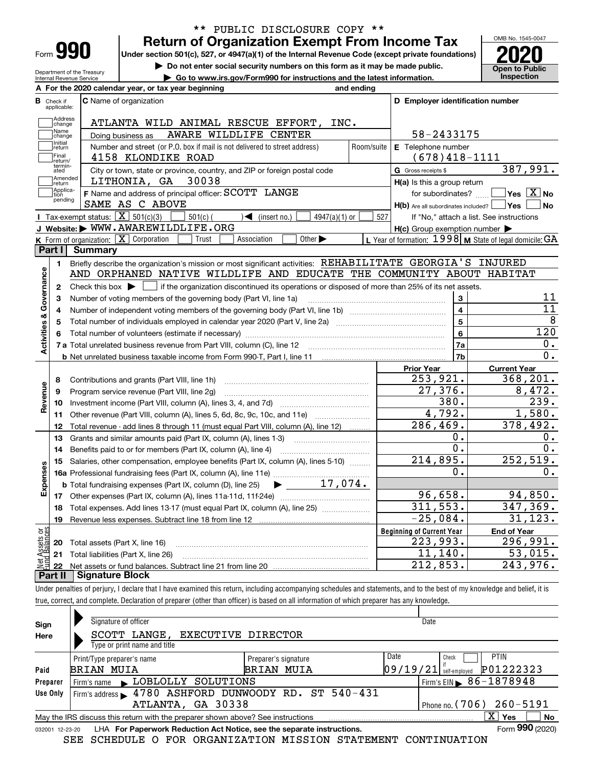\*\* PUBLIC DISCLOSURE COPY \*\*

# Form 990 — Return of Organization Exempt From Income Tax

Under section 501(c), 527, or 4947(a)(1) of the Internal Revenue Code (except private foundations)

▶ Do not enter social security numbers on this form as it may be made public.

▶ Go to www.irs.gov/Form990 for instructions and the latest information.

OMB No. 1545-0047 — **2020** — Open to Public Inspection

Department of the Treasury, Internal Revenue Service

**A** For the 2020 calendar year, or tax year beginning and ending

**B** Check if applicable: Address change, Name change, Initial return, Final return/terminated, Amended return, Application pending

**C** Name of organization: ATLANTA WILD ANIMAL RESCUE EFFORT, INC.

Doing business as: AWARE WILDLIFE CENTER

Number and street (or P.O. box if mail is not delivered to street address): 4158 KLONDIKE ROAD — Room/suite

City or town, state or province, country, and ZIP or foreign postal code: LITHONIA, GA 30038

**D** Employer identification number: 58-2433175

**E** Telephone number: (678)418-1111

**G** Gross receipts $ 387,991.

**F** Name and address of principal officer: SCOTT LANGE, SAME AS C ABOVE

**H(a)** Is this a group return for subordinates? Yes [ ] No [X]

**H(b)** Are all subordinates included? Yes [ ] No [ ] — If "No," attach a list. See instructions

**H(c)** Group exemption number ▶

**I** Tax-exempt status: [X] 501(c)(3) [ ] 501(c) ( ) ◀ (insert no.) [ ] 4947(a)(1) or [ ] 527

**J** Website: ▶ WWW.AWAREWILDLIFE.ORG

**K** Form of organization: [X] Corporation [ ] Trust [ ] Association [ ] Other ▶

**L** Year of formation: 1998 **M** State of legal domicile: GA

## Part I Summary

**Activities & Governance**

1. Briefly describe the organization's mission or most significant activities: REHABILITATE GEORGIA'S INJURED AND ORPHANED NATIVE WILDLIFE AND EDUCATE THE COMMUNITY ABOUT HABITAT
2. Check this box ▶ [ ] if the organization discontinued its operations or disposed of more than 25% of its net assets.

| Line | Description | | Value |
|---|---|---|---|
| 3 | Number of voting members of the governing body (Part VI, line 1a) | 3 | 11 |
| 4 | Number of independent voting members of the governing body (Part VI, line 1b) | 4 | 11 |
| 5 | Total number of individuals employed in calendar year 2020 (Part V, line 2a) | 5 | 8 |
| 6 | Total number of volunteers (estimate if necessary) | 6 | 120 |
| 7a | Total unrelated business revenue from Part VIII, column (C), line 12 | 7a | 0. |
| 7b | Net unrelated business taxable income from Form 990-T, Part I, line 11 | 7b | 0. |

| Line | Description | Prior Year | Current Year |
|---|---|---|---|
| **Revenue** | | | |
| 8 | Contributions and grants (Part VIII, line 1h) | 253,921. | 368,201. |
| 9 | Program service revenue (Part VIII, line 2g) | 27,376. | 8,472. |
| 10 | Investment income (Part VIII, column (A), lines 3, 4, and 7d) | 380. | 239. |
| 11 | Other revenue (Part VIII, column (A), lines 5, 6d, 8c, 9c, 10c, and 11e) | 4,792. | 1,580. |
| 12 | Total revenue - add lines 8 through 11 (must equal Part VIII, column (A), line 12) | 286,469. | 378,492. |
| **Expenses** | | | |
| 13 | Grants and similar amounts paid (Part IX, column (A), lines 1-3) | 0. | 0. |
| 14 | Benefits paid to or for members (Part IX, column (A), line 4) | 0. | 0. |
| 15 | Salaries, other compensation, employee benefits (Part IX, column (A), lines 5-10) | 214,895. | 252,519. |
| 16a | Professional fundraising fees (Part IX, column (A), line 11e) | 0. | 0. |
| b | Total fundraising expenses (Part IX, column (D), line 25) ▶ 17,074. | | |
| 17 | Other expenses (Part IX, column (A), lines 11a-11d, 11f-24e) | 96,658. | 94,850. |
| 18 | Total expenses. Add lines 13-17 (must equal Part IX, column (A), line 25) | 311,553. | 347,369. |
| 19 | Revenue less expenses. Subtract line 18 from line 12 | -25,084. | 31,123. |

| Line | Net Assets or Fund Balances | Beginning of Current Year | End of Year |
|---|---|---|---|
| 20 | Total assets (Part X, line 16) | 223,993. | 296,991. |
| 21 | Total liabilities (Part X, line 26) | 11,140. | 53,015. |
| 22 | Net assets or fund balances. Subtract line 21 from line 20 | 212,853. | 243,976. |

## Part II Signature Block

Under penalties of perjury, I declare that I have examined this return, including accompanying schedules and statements, and to the best of my knowledge and belief, it is true, correct, and complete. Declaration of preparer (other than officer) is based on all information of which preparer has any knowledge.

**Sign Here**

Signature of officer — Date

SCOTT LANGE, EXECUTIVE DIRECTOR

Type or print name and title

**Paid Preparer Use Only**

| Print/Type preparer's name | Preparer's signature | Date | Check if self-employed | PTIN |
|---|---|---|---|---|
| BRIAN MUIA | BRIAN MUIA | 09/19/21 | [ ] | P01222323 |

Firm's name ▶ LOBLOLLY SOLUTIONS — Firm's EIN ▶ 86-1878948

Firm's address ▶ 4780 ASHFORD DUNWOODY RD. ST 540-431, ATLANTA, GA 30338 — Phone no. (706) 260-5191

May the IRS discuss this return with the preparer shown above? See instructions [X] Yes [ ] No

032001 12-23-20 LHA For Paperwork Reduction Act Notice, see the separate instructions. Form **990** (2020)

SEE SCHEDULE O FOR ORGANIZATION MISSION STATEMENT CONTINUATION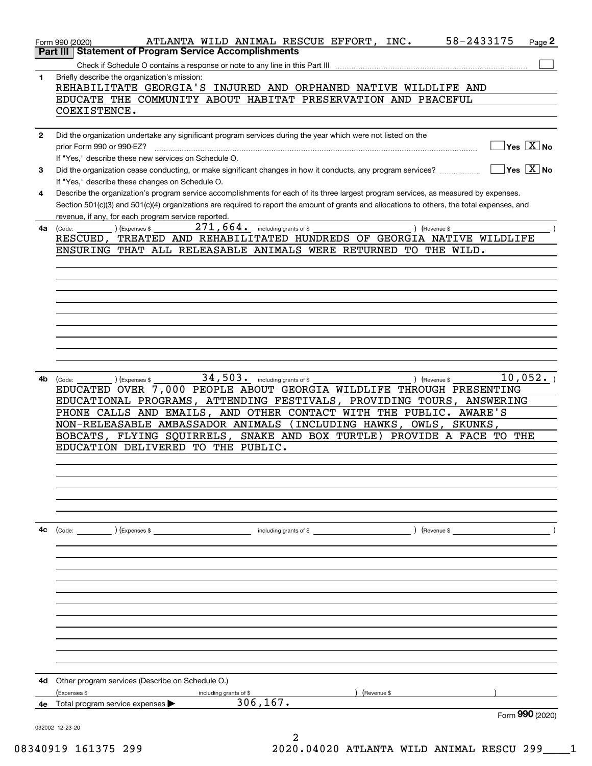Form 990 (2020) ATLANTA WILD ANIMAL RESCUE EFFORT, INC. 58-2433175 Page **2**

**Part III | Statement of Program Service Accomplishments**

Check if Schedule O contains a response or note to any line in this Part III ☐

**1** Briefly describe the organization's mission:

REHABILITATE GEORGIA'S INJURED AND ORPHANED NATIVE WILDLIFE AND EDUCATE THE COMMUNITY ABOUT HABITAT PRESERVATION AND PEACEFUL COEXISTENCE.

**2** Did the organization undertake any significant program services during the year which were not listed on the prior Form 990 or 990-EZ? ☐ Yes ☒ No

If "Yes," describe these new services on Schedule O.

**3** Did the organization cease conducting, or make significant changes in how it conducts, any program services? ☐ Yes ☒ No

If "Yes," describe these changes on Schedule O.

**4** Describe the organization's program service accomplishments for each of its three largest program services, as measured by expenses. Section 501(c)(3) and 501(c)(4) organizations are required to report the amount of grants and allocations to others, the total expenses, and revenue, if any, for each program service reported.

**4a** (Code: ) (Expenses $ 271,664. including grants of $ ) (Revenue $ )

RESCUED, TREATED AND REHABILITATED HUNDREDS OF GEORGIA NATIVE WILDLIFE ENSURING THAT ALL RELEASABLE ANIMALS WERE RETURNED TO THE WILD.

**4b** (Code: ) (Expenses $ 34,503. including grants of $ ) (Revenue $ 10,052. )

EDUCATED OVER 7,000 PEOPLE ABOUT GEORGIA WILDLIFE THROUGH PRESENTING EDUCATIONAL PROGRAMS, ATTENDING FESTIVALS, PROVIDING TOURS, ANSWERING PHONE CALLS AND EMAILS, AND OTHER CONTACT WITH THE PUBLIC. AWARE'S NON-RELEASABLE AMBASSADOR ANIMALS (INCLUDING HAWKS, OWLS, SKUNKS, BOBCATS, FLYING SQUIRRELS, SNAKE AND BOX TURTLE) PROVIDE A FACE TO THE EDUCATION DELIVERED TO THE PUBLIC.

**4c** (Code: ) (Expenses $ including grants of $ ) (Revenue $ )

**4d** Other program services (Describe on Schedule O.)

(Expenses $ including grants of $ ) (Revenue $ )

**4e** Total program service expenses ▶ 306,167.

Form **990** (2020)

032002 12-23-20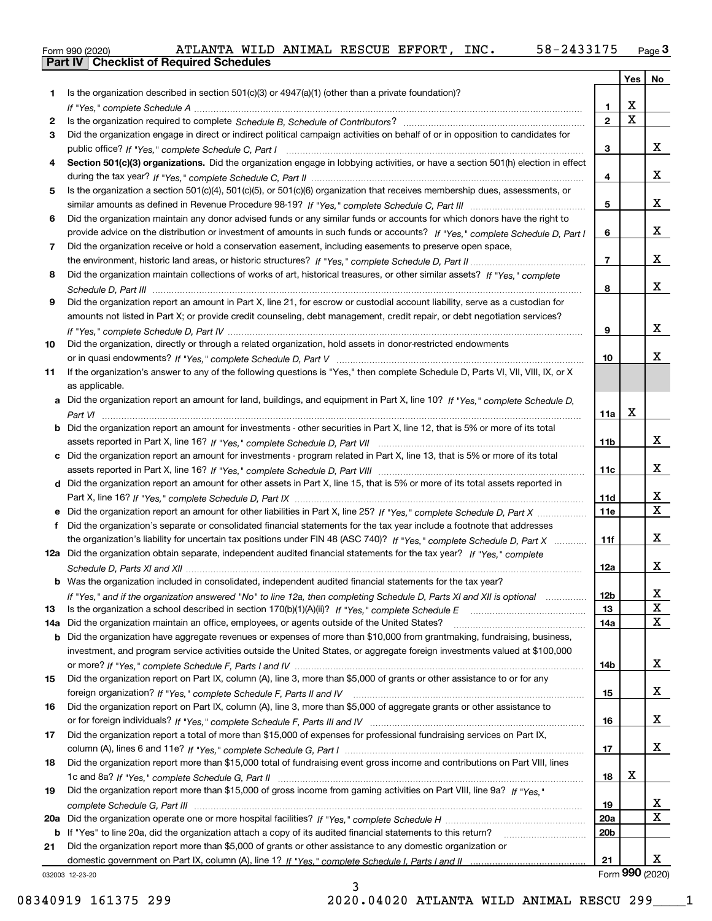Form 990 (2020) ATLANTA WILD ANIMAL RESCUE EFFORT, INC. 58-2433175 Page **3**

## Part IV Checklist of Required Schedules

| | | | Yes | No |
|---|---|---|---|---|
| 1 | Is the organization described in section 501(c)(3) or 4947(a)(1) (other than a private foundation)? *If "Yes," complete Schedule A* | 1 | X | |
| 2 | Is the organization required to complete *Schedule B, Schedule of Contributors*? | 2 | X | |
| 3 | Did the organization engage in direct or indirect political campaign activities on behalf of or in opposition to candidates for public office? *If "Yes," complete Schedule C, Part I* | 3 | | X |
| 4 | **Section 501(c)(3) organizations.** Did the organization engage in lobbying activities, or have a section 501(h) election in effect during the tax year? *If "Yes," complete Schedule C, Part II* | 4 | | X |
| 5 | Is the organization a section 501(c)(4), 501(c)(5), or 501(c)(6) organization that receives membership dues, assessments, or similar amounts as defined in Revenue Procedure 98-19? *If "Yes," complete Schedule C, Part III* | 5 | | X |
| 6 | Did the organization maintain any donor advised funds or any similar funds or accounts for which donors have the right to provide advice on the distribution or investment of amounts in such funds or accounts? *If "Yes," complete Schedule D, Part I* | 6 | | X |
| 7 | Did the organization receive or hold a conservation easement, including easements to preserve open space, the environment, historic land areas, or historic structures? *If "Yes," complete Schedule D, Part II* | 7 | | X |
| 8 | Did the organization maintain collections of works of art, historical treasures, or other similar assets? *If "Yes," complete Schedule D, Part III* | 8 | | X |
| 9 | Did the organization report an amount in Part X, line 21, for escrow or custodial account liability, serve as a custodian for amounts not listed in Part X; or provide credit counseling, debt management, credit repair, or debt negotiation services? *If "Yes," complete Schedule D, Part IV* | 9 | | X |
| 10 | Did the organization, directly or through a related organization, hold assets in donor-restricted endowments or in quasi endowments? *If "Yes," complete Schedule D, Part V* | 10 | | X |
| 11 | If the organization's answer to any of the following questions is "Yes," then complete Schedule D, Parts VI, VII, VIII, IX, or X as applicable. | | | |
| a | Did the organization report an amount for land, buildings, and equipment in Part X, line 10? *If "Yes," complete Schedule D, Part VI* | 11a | X | |
| b | Did the organization report an amount for investments - other securities in Part X, line 12, that is 5% or more of its total assets reported in Part X, line 16? *If "Yes," complete Schedule D, Part VII* | 11b | | X |
| c | Did the organization report an amount for investments - program related in Part X, line 13, that is 5% or more of its total assets reported in Part X, line 16? *If "Yes," complete Schedule D, Part VIII* | 11c | | X |
| d | Did the organization report an amount for other assets in Part X, line 15, that is 5% or more of its total assets reported in Part X, line 16? *If "Yes," complete Schedule D, Part IX* | 11d | | X |
| e | Did the organization report an amount for other liabilities in Part X, line 25? *If "Yes," complete Schedule D, Part X* | 11e | | X |
| f | Did the organization's separate or consolidated financial statements for the tax year include a footnote that addresses the organization's liability for uncertain tax positions under FIN 48 (ASC 740)? *If "Yes," complete Schedule D, Part X* | 11f | | X |
| 12a | Did the organization obtain separate, independent audited financial statements for the tax year? *If "Yes," complete Schedule D, Parts XI and XII* | 12a | | X |
| b | Was the organization included in consolidated, independent audited financial statements for the tax year? *If "Yes," and if the organization answered "No" to line 12a, then completing Schedule D, Parts XI and XII is optional* | 12b | | X |
| 13 | Is the organization a school described in section 170(b)(1)(A)(ii)? *If "Yes," complete Schedule E* | 13 | | X |
| 14a | Did the organization maintain an office, employees, or agents outside of the United States? | 14a | | X |
| b | Did the organization have aggregate revenues or expenses of more than $10,000 from grantmaking, fundraising, business, investment, and program service activities outside the United States, or aggregate foreign investments valued at $100,000 or more? *If "Yes," complete Schedule F, Parts I and IV* | 14b | | X |
| 15 | Did the organization report on Part IX, column (A), line 3, more than $5,000 of grants or other assistance to or for any foreign organization? *If "Yes," complete Schedule F, Parts II and IV* | 15 | | X |
| 16 | Did the organization report on Part IX, column (A), line 3, more than $5,000 of aggregate grants or other assistance to or for foreign individuals? *If "Yes," complete Schedule F, Parts III and IV* | 16 | | X |
| 17 | Did the organization report a total of more than $15,000 of expenses for professional fundraising services on Part IX, column (A), lines 6 and 11e? *If "Yes," complete Schedule G, Part I* | 17 | | X |
| 18 | Did the organization report more than $15,000 total of fundraising event gross income and contributions on Part VIII, lines 1c and 8a? *If "Yes," complete Schedule G, Part II* | 18 | X | |
| 19 | Did the organization report more than $15,000 of gross income from gaming activities on Part VIII, line 9a? *If "Yes," complete Schedule G, Part III* | 19 | | X |
| 20a | Did the organization operate one or more hospital facilities? *If "Yes," complete Schedule H* | 20a | | X |
| b | If "Yes" to line 20a, did the organization attach a copy of its audited financial statements to this return? | 20b | | |
| 21 | Did the organization report more than $5,000 of grants or other assistance to any domestic organization or domestic government on Part IX, column (A), line 1? *If "Yes," complete Schedule I, Parts I and II* | 21 | | X |

032003 12-23-20 Form **990** (2020)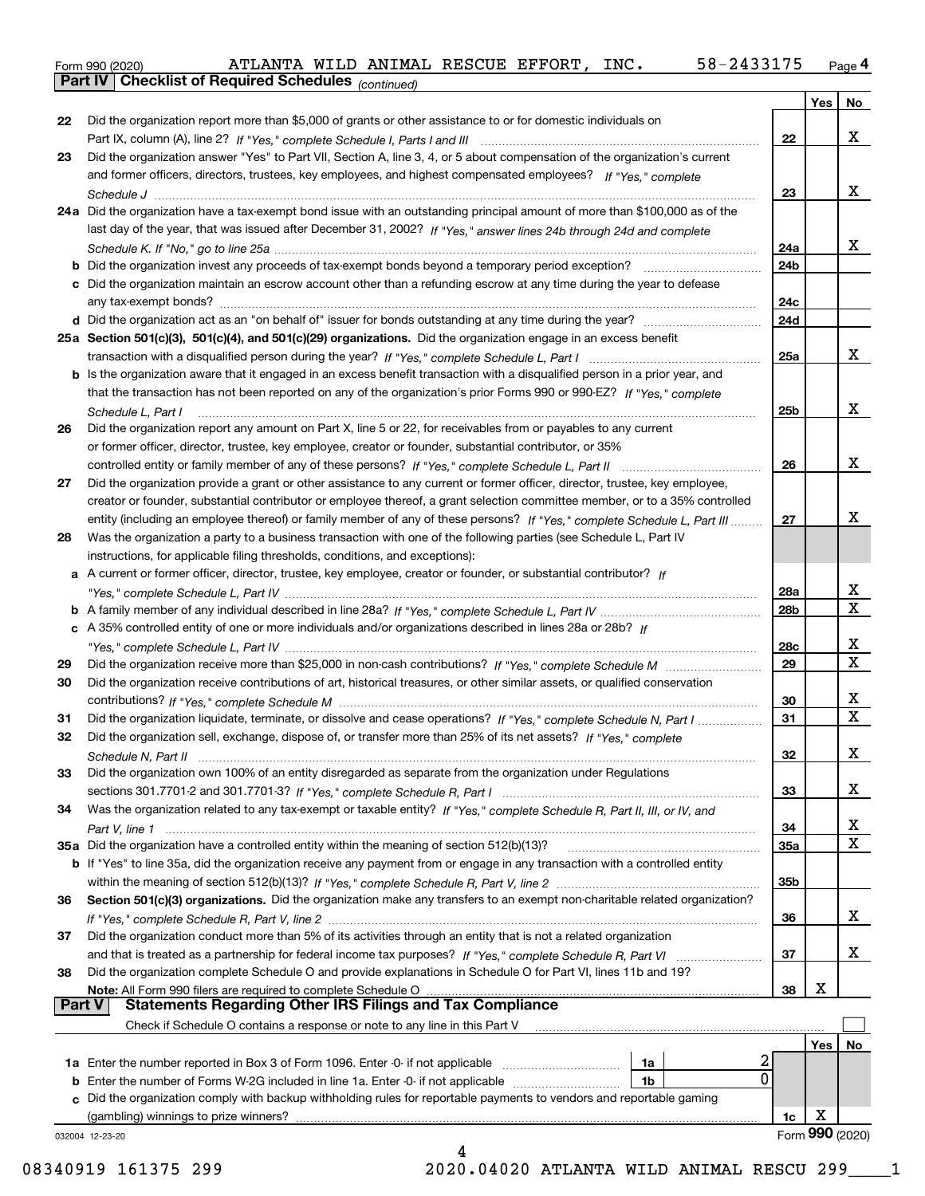Form 990 (2020) ATLANTA WILD ANIMAL RESCUE EFFORT, INC. 58-2433175 Page 4

**Part IV Checklist of Required Schedules** *(continued)*

| | | | Yes | No |
|---|---|---|---|---|
| 22 | Did the organization report more than $5,000 of grants or other assistance to or for domestic individuals on Part IX, column (A), line 2? *If "Yes," complete Schedule I, Parts I and III* | 22 | | X |
| 23 | Did the organization answer "Yes" to Part VII, Section A, line 3, 4, or 5 about compensation of the organization's current and former officers, directors, trustees, key employees, and highest compensated employees? *If "Yes," complete Schedule J* | 23 | | X |
| 24a | Did the organization have a tax-exempt bond issue with an outstanding principal amount of more than $100,000 as of the last day of the year, that was issued after December 31, 2002? *If "Yes," answer lines 24b through 24d and complete Schedule K. If "No," go to line 25a* | 24a | | X |
| b | Did the organization invest any proceeds of tax-exempt bonds beyond a temporary period exception? | 24b | | |
| c | Did the organization maintain an escrow account other than a refunding escrow at any time during the year to defease any tax-exempt bonds? | 24c | | |
| d | Did the organization act as an "on behalf of" issuer for bonds outstanding at any time during the year? | 24d | | |
| 25a | **Section 501(c)(3), 501(c)(4), and 501(c)(29) organizations.** Did the organization engage in an excess benefit transaction with a disqualified person during the year? *If "Yes," complete Schedule L, Part I* | 25a | | X |
| b | Is the organization aware that it engaged in an excess benefit transaction with a disqualified person in a prior year, and that the transaction has not been reported on any of the organization's prior Forms 990 or 990-EZ? *If "Yes," complete Schedule L, Part I* | 25b | | X |
| 26 | Did the organization report any amount on Part X, line 5 or 22, for receivables from or payables to any current or former officer, director, trustee, key employee, creator or founder, substantial contributor, or 35% controlled entity or family member of any of these persons? *If "Yes," complete Schedule L, Part II* | 26 | | X |
| 27 | Did the organization provide a grant or other assistance to any current or former officer, director, trustee, key employee, creator or founder, substantial contributor or employee thereof, a grant selection committee member, or to a 35% controlled entity (including an employee thereof) or family member of any of these persons? *If "Yes," complete Schedule L, Part III* | 27 | | X |
| 28 | Was the organization a party to a business transaction with one of the following parties (see Schedule L, Part IV instructions, for applicable filing thresholds, conditions, and exceptions): | | | |
| a | A current or former officer, director, trustee, key employee, creator or founder, or substantial contributor? *If "Yes," complete Schedule L, Part IV* | 28a | | X |
| b | A family member of any individual described in line 28a? *If "Yes," complete Schedule L, Part IV* | 28b | | X |
| c | A 35% controlled entity of one or more individuals and/or organizations described in lines 28a or 28b? *If "Yes," complete Schedule L, Part IV* | 28c | | X |
| 29 | Did the organization receive more than $25,000 in non-cash contributions? *If "Yes," complete Schedule M* | 29 | | X |
| 30 | Did the organization receive contributions of art, historical treasures, or other similar assets, or qualified conservation contributions? *If "Yes," complete Schedule M* | 30 | | X |
| 31 | Did the organization liquidate, terminate, or dissolve and cease operations? *If "Yes," complete Schedule N, Part I* | 31 | | X |
| 32 | Did the organization sell, exchange, dispose of, or transfer more than 25% of its net assets? *If "Yes," complete Schedule N, Part II* | 32 | | X |
| 33 | Did the organization own 100% of an entity disregarded as separate from the organization under Regulations sections 301.7701-2 and 301.7701-3? *If "Yes," complete Schedule R, Part I* | 33 | | X |
| 34 | Was the organization related to any tax-exempt or taxable entity? *If "Yes," complete Schedule R, Part II, III, or IV, and Part V, line 1* | 34 | | X |
| 35a | Did the organization have a controlled entity within the meaning of section 512(b)(13)? | 35a | | X |
| b | If "Yes" to line 35a, did the organization receive any payment from or engage in any transaction with a controlled entity within the meaning of section 512(b)(13)? *If "Yes," complete Schedule R, Part V, line 2* | 35b | | |
| 36 | **Section 501(c)(3) organizations.** Did the organization make any transfers to an exempt non-charitable related organization? *If "Yes," complete Schedule R, Part V, line 2* | 36 | | X |
| 37 | Did the organization conduct more than 5% of its activities through an entity that is not a related organization and that is treated as a partnership for federal income tax purposes? *If "Yes," complete Schedule R, Part VI* | 37 | | X |
| 38 | Did the organization complete Schedule O and provide explanations in Schedule O for Part VI, lines 11b and 19? **Note:** All Form 990 filers are required to complete Schedule O | 38 | X | |

**Part V Statements Regarding Other IRS Filings and Tax Compliance**

Check if Schedule O contains a response or note to any line in this Part V ☐

| | | | | | Yes | No |
|---|---|---|---|---|---|---|
| 1a | Enter the number reported in Box 3 of Form 1096. Enter -0- if not applicable | 1a | 2 | | | |
| b | Enter the number of Forms W-2G included in line 1a. Enter -0- if not applicable | 1b | 0 | | | |
| c | Did the organization comply with backup withholding rules for reportable payments to vendors and reportable gaming (gambling) winnings to prize winners? | | | 1c | X | |

032004 12-23-20 Form **990** (2020)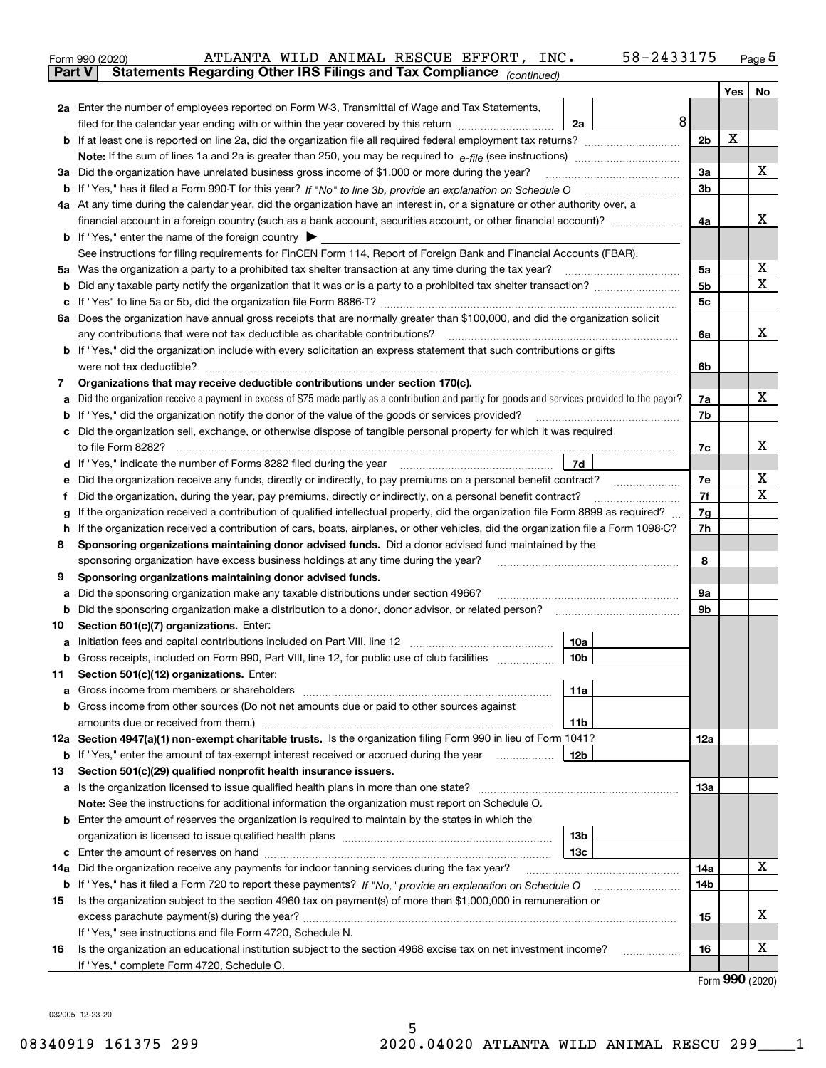Form 990 (2020) ATLANTA WILD ANIMAL RESCUE EFFORT, INC. 58-2433175 Page 5

**Part V Statements Regarding Other IRS Filings and Tax Compliance** *(continued)*

| | | | | Yes | No |
|---|---|---|---|---|---|
| **2a** | Enter the number of employees reported on Form W-3, Transmittal of Wage and Tax Statements, filed for the calendar year ending with or within the year covered by this return | 2a | 8 | | |
| **b** | If at least one is reported on line 2a, did the organization file all required federal employment tax returns? | 2b | | X | |
| | **Note:** If the sum of lines 1a and 2a is greater than 250, you may be required to *e-file* (see instructions) | | | | |
| **3a** | Did the organization have unrelated business gross income of $1,000 or more during the year? | 3a | | | X |
| **b** | If "Yes," has it filed a Form 990-T for this year? *If "No" to line 3b, provide an explanation on Schedule O* | 3b | | | |
| **4a** | At any time during the calendar year, did the organization have an interest in, or a signature or other authority over, a financial account in a foreign country (such as a bank account, securities account, or other financial account)? | 4a | | | X |
| **b** | If "Yes," enter the name of the foreign country ▶ | | | | |
| | See instructions for filing requirements for FinCEN Form 114, Report of Foreign Bank and Financial Accounts (FBAR). | | | | |
| **5a** | Was the organization a party to a prohibited tax shelter transaction at any time during the tax year? | 5a | | | X |
| **b** | Did any taxable party notify the organization that it was or is a party to a prohibited tax shelter transaction? | 5b | | | X |
| **c** | If "Yes" to line 5a or 5b, did the organization file Form 8886-T? | 5c | | | |
| **6a** | Does the organization have annual gross receipts that are normally greater than $100,000, and did the organization solicit any contributions that were not tax deductible as charitable contributions? | 6a | | | X |
| **b** | If "Yes," did the organization include with every solicitation an express statement that such contributions or gifts were not tax deductible? | 6b | | | |
| **7** | **Organizations that may receive deductible contributions under section 170(c).** | | | | |
| **a** | Did the organization receive a payment in excess of $75 made partly as a contribution and partly for goods and services provided to the payor? | 7a | | | X |
| **b** | If "Yes," did the organization notify the donor of the value of the goods or services provided? | 7b | | | |
| **c** | Did the organization sell, exchange, or otherwise dispose of tangible personal property for which it was required to file Form 8282? | 7c | | | X |
| **d** | If "Yes," indicate the number of Forms 8282 filed during the year | 7d | | | |
| **e** | Did the organization receive any funds, directly or indirectly, to pay premiums on a personal benefit contract? | 7e | | | X |
| **f** | Did the organization, during the year, pay premiums, directly or indirectly, on a personal benefit contract? | 7f | | | X |
| **g** | If the organization received a contribution of qualified intellectual property, did the organization file Form 8899 as required? | 7g | | | |
| **h** | If the organization received a contribution of cars, boats, airplanes, or other vehicles, did the organization file a Form 1098-C? | 7h | | | |
| **8** | **Sponsoring organizations maintaining donor advised funds.** Did a donor advised fund maintained by the sponsoring organization have excess business holdings at any time during the year? | 8 | | | |
| **9** | **Sponsoring organizations maintaining donor advised funds.** | | | | |
| **a** | Did the sponsoring organization make any taxable distributions under section 4966? | 9a | | | |
| **b** | Did the sponsoring organization make a distribution to a donor, donor advisor, or related person? | 9b | | | |
| **10** | **Section 501(c)(7) organizations.** Enter: | | | | |
| **a** | Initiation fees and capital contributions included on Part VIII, line 12 | 10a | | | |
| **b** | Gross receipts, included on Form 990, Part VIII, line 12, for public use of club facilities | 10b | | | |
| **11** | **Section 501(c)(12) organizations.** Enter: | | | | |
| **a** | Gross income from members or shareholders | 11a | | | |
| **b** | Gross income from other sources (Do not net amounts due or paid to other sources against amounts due or received from them.) | 11b | | | |
| **12a** | **Section 4947(a)(1) non-exempt charitable trusts.** Is the organization filing Form 990 in lieu of Form 1041? | 12a | | | |
| **b** | If "Yes," enter the amount of tax-exempt interest received or accrued during the year | 12b | | | |
| **13** | **Section 501(c)(29) qualified nonprofit health insurance issuers.** | | | | |
| **a** | Is the organization licensed to issue qualified health plans in more than one state? | 13a | | | |
| | **Note:** See the instructions for additional information the organization must report on Schedule O. | | | | |
| **b** | Enter the amount of reserves the organization is required to maintain by the states in which the organization is licensed to issue qualified health plans | 13b | | | |
| **c** | Enter the amount of reserves on hand | 13c | | | |
| **14a** | Did the organization receive any payments for indoor tanning services during the tax year? | 14a | | | X |
| **b** | If "Yes," has it filed a Form 720 to report these payments? *If "No," provide an explanation on Schedule O* | 14b | | | |
| **15** | Is the organization subject to the section 4960 tax on payment(s) of more than $1,000,000 in remuneration or excess parachute payment(s) during the year? | 15 | | | X |
| | If "Yes," see instructions and file Form 4720, Schedule N. | | | | |
| **16** | Is the organization an educational institution subject to the section 4968 excise tax on net investment income? | 16 | | | X |
| | If "Yes," complete Form 4720, Schedule O. | | | | |

Form **990** (2020)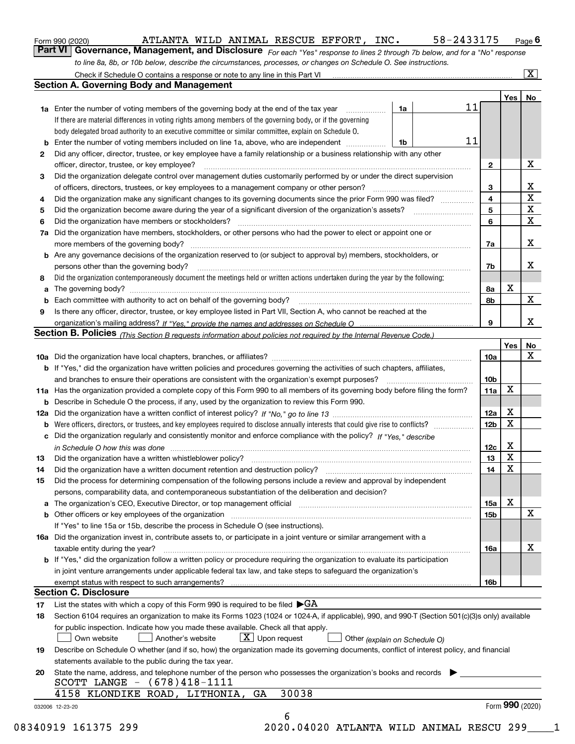Form 990 (2020) ATLANTA WILD ANIMAL RESCUE EFFORT, INC. 58-2433175 Page 6

**Part VI Governance, Management, and Disclosure** *For each "Yes" response to lines 2 through 7b below, and for a "No" response to line 8a, 8b, or 10b below, describe the circumstances, processes, or changes on Schedule O. See instructions.*

Check if Schedule O contains a response or note to any line in this Part VI [X]

## Section A. Governing Body and Management

| | | | | Yes | No |
|---|---|---|---|---|---|
| **1a** | Enter the number of voting members of the governing body at the end of the tax year | 1a | 11 | | |
| | If there are material differences in voting rights among members of the governing body, or if the governing body delegated broad authority to an executive committee or similar committee, explain on Schedule O. | | | | |
| **b** | Enter the number of voting members included on line 1a, above, who are independent | 1b | 11 | | |
| **2** | Did any officer, director, trustee, or key employee have a family relationship or a business relationship with any other officer, director, trustee, or key employee? | 2 | | | X |
| **3** | Did the organization delegate control over management duties customarily performed by or under the direct supervision of officers, directors, trustees, or key employees to a management company or other person? | 3 | | | X |
| **4** | Did the organization make any significant changes to its governing documents since the prior Form 990 was filed? | 4 | | | X |
| **5** | Did the organization become aware during the year of a significant diversion of the organization's assets? | 5 | | | X |
| **6** | Did the organization have members or stockholders? | 6 | | | X |
| **7a** | Did the organization have members, stockholders, or other persons who had the power to elect or appoint one or more members of the governing body? | 7a | | | X |
| **b** | Are any governance decisions of the organization reserved to (or subject to approval by) members, stockholders, or persons other than the governing body? | 7b | | | X |
| **8** | Did the organization contemporaneously document the meetings held or written actions undertaken during the year by the following: | | | | |
| **a** | The governing body? | 8a | | X | |
| **b** | Each committee with authority to act on behalf of the governing body? | 8b | | | X |
| **9** | Is there any officer, director, trustee, or key employee listed in Part VII, Section A, who cannot be reached at the organization's mailing address? *If "Yes," provide the names and addresses on Schedule O* | 9 | | | X |

## Section B. Policies *(This Section B requests information about policies not required by the Internal Revenue Code.)*

| | | | Yes | No |
|---|---|---|---|---|
| **10a** | Did the organization have local chapters, branches, or affiliates? | 10a | | X |
| **b** | If "Yes," did the organization have written policies and procedures governing the activities of such chapters, affiliates, and branches to ensure their operations are consistent with the organization's exempt purposes? | 10b | | |
| **11a** | Has the organization provided a complete copy of this Form 990 to all members of its governing body before filing the form? | 11a | X | |
| **b** | Describe in Schedule O the process, if any, used by the organization to review this Form 990. | | | |
| **12a** | Did the organization have a written conflict of interest policy? *If "No," go to line 13* | 12a | X | |
| **b** | Were officers, directors, or trustees, and key employees required to disclose annually interests that could give rise to conflicts? | 12b | X | |
| **c** | Did the organization regularly and consistently monitor and enforce compliance with the policy? *If "Yes," describe in Schedule O how this was done* | 12c | X | |
| **13** | Did the organization have a written whistleblower policy? | 13 | X | |
| **14** | Did the organization have a written document retention and destruction policy? | 14 | X | |
| **15** | Did the process for determining compensation of the following persons include a review and approval by independent persons, comparability data, and contemporaneous substantiation of the deliberation and decision? | | | |
| **a** | The organization's CEO, Executive Director, or top management official | 15a | X | |
| **b** | Other officers or key employees of the organization | 15b | | X |
| | If "Yes" to line 15a or 15b, describe the process in Schedule O (see instructions). | | | |
| **16a** | Did the organization invest in, contribute assets to, or participate in a joint venture or similar arrangement with a taxable entity during the year? | 16a | | X |
| **b** | If "Yes," did the organization follow a written policy or procedure requiring the organization to evaluate its participation in joint venture arrangements under applicable federal tax law, and take steps to safeguard the organization's exempt status with respect to such arrangements? | 16b | | |

## Section C. Disclosure

**17** List the states with which a copy of this Form 990 is required to be filed ▶GA

**18** Section 6104 requires an organization to make its Forms 1023 (1024 or 1024-A, if applicable), 990, and 990-T (Section 501(c)(3)s only) available for public inspection. Indicate how you made these available. Check all that apply.

[ ] Own website [ ] Another's website [X] Upon request [ ] Other *(explain on Schedule O)*

**19** Describe on Schedule O whether (and if so, how) the organization made its governing documents, conflict of interest policy, and financial statements available to the public during the tax year.

**20** State the name, address, and telephone number of the person who possesses the organization's books and records ▶

SCOTT LANGE - (678)418-1111
4158 KLONDIKE ROAD, LITHONIA, GA 30038

032006 12-23-20 Form 990 (2020)

08340919 161375 299 2020.04020 ATLANTA WILD ANIMAL RESCU 299____1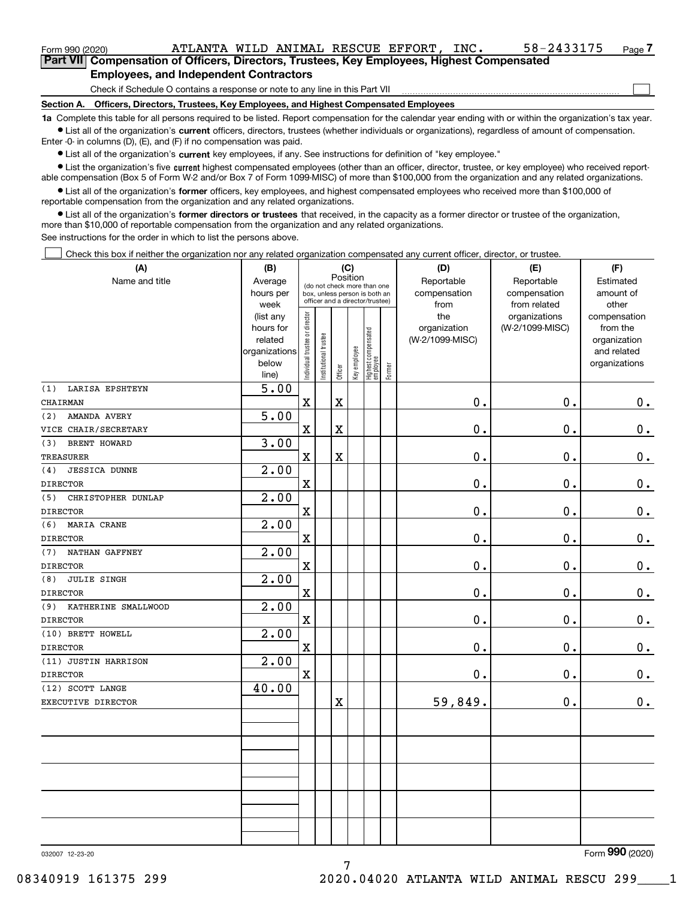Form 990 (2020) ATLANTA WILD ANIMAL RESCUE EFFORT, INC. 58-2433175 Page 7

## Part VII Compensation of Officers, Directors, Trustees, Key Employees, Highest Compensated Employees, and Independent Contractors

Check if Schedule O contains a response or note to any line in this Part VII ☐

**Section A. Officers, Directors, Trustees, Key Employees, and Highest Compensated Employees**

**1a** Complete this table for all persons required to be listed. Report compensation for the calendar year ending with or within the organization's tax year.

- List all of the organization's **current** officers, directors, trustees (whether individuals or organizations), regardless of amount of compensation. Enter -0- in columns (D), (E), and (F) if no compensation was paid.
- List all of the organization's **current** key employees, if any. See instructions for definition of "key employee."
- List the organization's five **current** highest compensated employees (other than an officer, director, trustee, or key employee) who received reportable compensation (Box 5 of Form W-2 and/or Box 7 of Form 1099-MISC) of more than $100,000 from the organization and any related organizations.
- List all of the organization's **former** officers, key employees, and highest compensated employees who received more than $100,000 of reportable compensation from the organization and any related organizations.
- List all of the organization's **former directors or trustees** that received, in the capacity as a former director or trustee of the organization, more than $10,000 of reportable compensation from the organization and any related organizations.

See instructions for the order in which to list the persons above.

☐ Check this box if neither the organization nor any related organization compensated any current officer, director, or trustee.

| (A) Name and title | (B) Average hours per week (list any hours for related organizations below line) | (C) Position: Individual trustee or director | Institutional trustee | Officer | Key employee | Highest compensated employee | Former | (D) Reportable compensation from the organization (W-2/1099-MISC) | (E) Reportable compensation from related organizations (W-2/1099-MISC) | (F) Estimated amount of other compensation from the organization and related organizations |
|---|---|---|---|---|---|---|---|---|---|---|
| (1) LARISA EPSHTEYN<br>CHAIRMAN | 5.00 | X | | X | | | | 0. | 0. | 0. |
| (2) AMANDA AVERY<br>VICE CHAIR/SECRETARY | 5.00 | X | | X | | | | 0. | 0. | 0. |
| (3) BRENT HOWARD<br>TREASURER | 3.00 | X | | X | | | | 0. | 0. | 0. |
| (4) JESSICA DUNNE<br>DIRECTOR | 2.00 | X | | | | | | 0. | 0. | 0. |
| (5) CHRISTOPHER DUNLAP<br>DIRECTOR | 2.00 | X | | | | | | 0. | 0. | 0. |
| (6) MARIA CRANE<br>DIRECTOR | 2.00 | X | | | | | | 0. | 0. | 0. |
| (7) NATHAN GAFFNEY<br>DIRECTOR | 2.00 | X | | | | | | 0. | 0. | 0. |
| (8) JULIE SINGH<br>DIRECTOR | 2.00 | X | | | | | | 0. | 0. | 0. |
| (9) KATHERINE SMALLWOOD<br>DIRECTOR | 2.00 | X | | | | | | 0. | 0. | 0. |
| (10) BRETT HOWELL<br>DIRECTOR | 2.00 | X | | | | | | 0. | 0. | 0. |
| (11) JUSTIN HARRISON<br>DIRECTOR | 2.00 | X | | | | | | 0. | 0. | 0. |
| (12) SCOTT LANGE<br>EXECUTIVE DIRECTOR | 40.00 | | | X | | | | 59,849. | 0. | 0. |
| | | | | | | | | | | |
| | | | | | | | | | | |
| | | | | | | | | | | |
| | | | | | | | | | | |
| | | | | | | | | | | |

032007 12-23-20

Form 990 (2020)

08340919 161375 299 2020.04020 ATLANTA WILD ANIMAL RESCU 299____1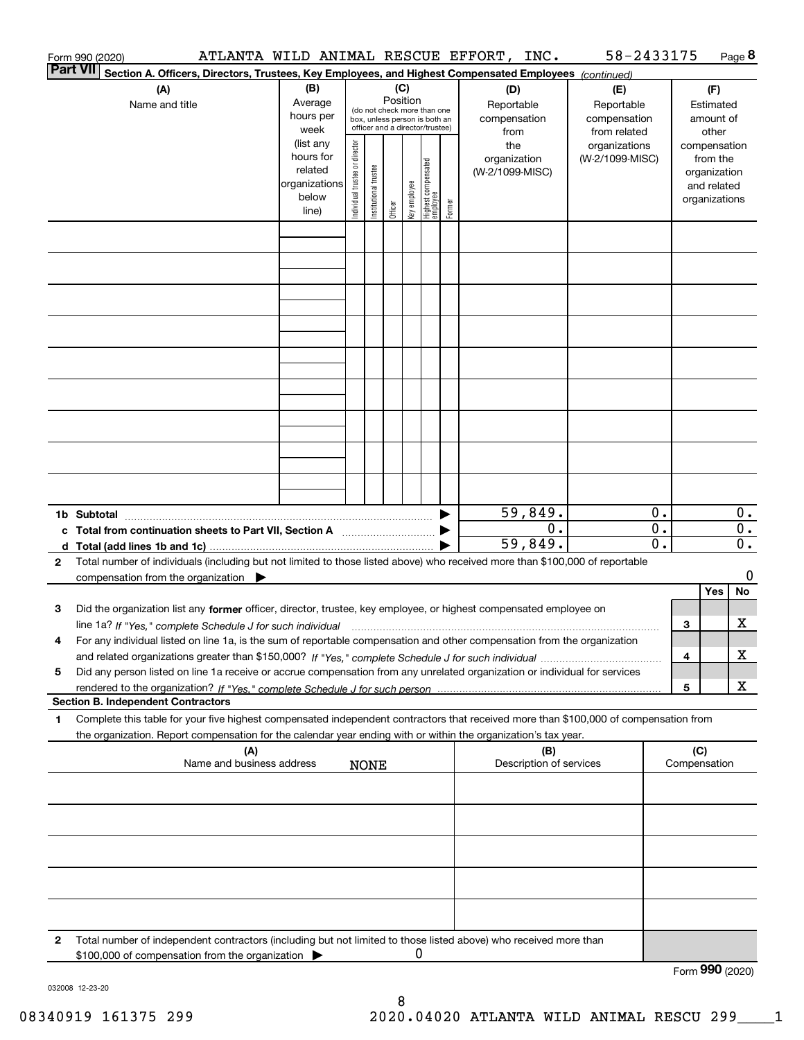Form 990 (2020) ATLANTA WILD ANIMAL RESCUE EFFORT, INC. 58-2433175 Page 8

**Part VII Section A. Officers, Directors, Trustees, Key Employees, and Highest Compensated Employees** *(continued)*

| (A) Name and title | (B) Average hours per week (list any hours for related organizations below line) | (C) Position (do not check more than one box, unless person is both an officer and a director/trustee): Individual trustee or director | Institutional trustee | Officer | Key employee | Highest compensated employee | Former | (D) Reportable compensation from the organization (W-2/1099-MISC) | (E) Reportable compensation from related organizations (W-2/1099-MISC) | (F) Estimated amount of other compensation from the organization and related organizations |
|---|---|---|---|---|---|---|---|---|---|---|
| | | | | | | | | | | |
| | | | | | | | | | | |
| | | | | | | | | | | |
| | | | | | | | | | | |
| | | | | | | | | | | |
| | | | | | | | | | | |
| | | | | | | | | | | |
| | | | | | | | | | | |
| | | | | | | | | | | |
| **1b Subtotal** | | | | | | | | 59,849. | 0. | 0. |
| **c Total from continuation sheets to Part VII, Section A** | | | | | | | | 0. | 0. | 0. |
| **d Total (add lines 1b and 1c)** | | | | | | | | 59,849. | 0. | 0. |

**2** Total number of individuals (including but not limited to those listed above) who received more than $100,000 of reportable compensation from the organization ▶ 0

| | | | Yes | No |
|---|---|---|---|---|
| **3** | Did the organization list any **former** officer, director, trustee, key employee, or highest compensated employee on line 1a? *If "Yes," complete Schedule J for such individual* | 3 | | X |
| **4** | For any individual listed on line 1a, is the sum of reportable compensation and other compensation from the organization and related organizations greater than $150,000? *If "Yes," complete Schedule J for such individual* | 4 | | X |
| **5** | Did any person listed on line 1a receive or accrue compensation from any unrelated organization or individual for services rendered to the organization? *If "Yes," complete Schedule J for such person* | 5 | | X |

**Section B. Independent Contractors**

**1** Complete this table for your five highest compensated independent contractors that received more than $100,000 of compensation from the organization. Report compensation for the calendar year ending with or within the organization's tax year.

| (A) Name and business address | (B) Description of services | (C) Compensation |
|---|---|---|
| NONE | | |
| | | |
| | | |
| | | |
| | | |

**2** Total number of independent contractors (including but not limited to those listed above) who received more than $100,000 of compensation from the organization ▶ 0

Form **990** (2020)

032008 12-23-20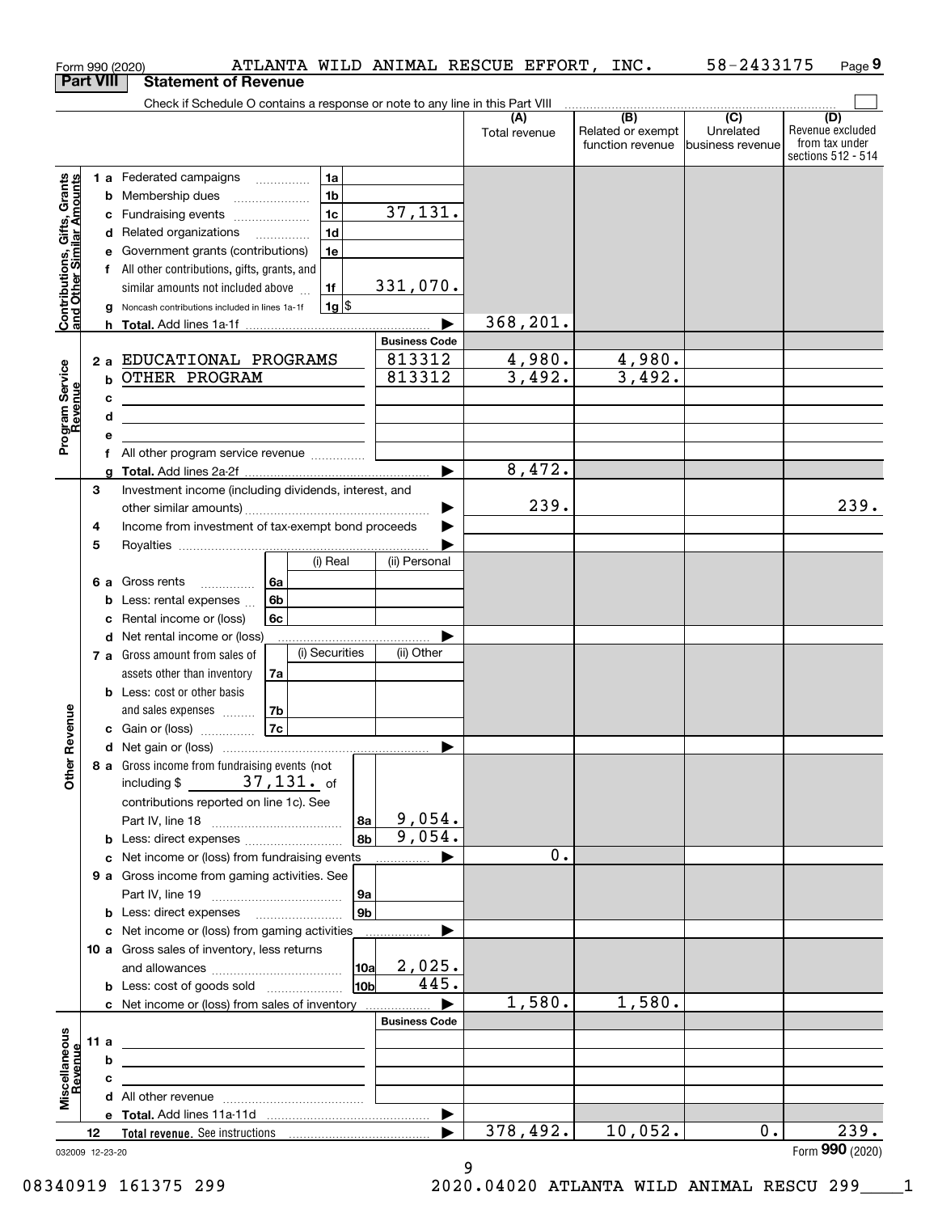Form 990 (2020) ATLANTA WILD ANIMAL RESCUE EFFORT, INC. 58-2433175 Page 9

**Part VIII Statement of Revenue**

Check if Schedule O contains a response or note to any line in this Part VIII

| | | | (A) Total revenue | (B) Related or exempt function revenue | (C) Unrelated business revenue | (D) Revenue excluded from tax under sections 512 - 514 |
|---|---|---|---|---|---|---|
| **Contributions, Gifts, Grants and Other Similar Amounts** | 1a Federated campaigns | 1a | | | | |
| | b Membership dues | 1b | | | | |
| | c Fundraising events | 1c 37,131. | | | | |
| | d Related organizations | 1d | | | | |
| | e Government grants (contributions) | 1e | | | | |
| | f All other contributions, gifts, grants, and similar amounts not included above | 1f 331,070. | | | | |
| | g Noncash contributions included in lines 1a-1f | 1g $ | | | | |
| | h **Total.** Add lines 1a-1f | | 368,201. | | | |
| **Program Service Revenue** | | **Business Code** | | | | |
| | 2a EDUCATIONAL PROGRAMS | 813312 | 4,980. | 4,980. | | |
| | b OTHER PROGRAM | 813312 | 3,492. | 3,492. | | |
| | c | | | | | |
| | d | | | | | |
| | e | | | | | |
| | f All other program service revenue | | | | | |
| | g **Total.** Add lines 2a-2f | | 8,472. | | | |
| **Other Revenue** | 3 Investment income (including dividends, interest, and other similar amounts) | | 239. | | | 239. |
| | 4 Income from investment of tax-exempt bond proceeds | | | | | |
| | 5 Royalties | | | | | |
| | 6a Gross rents — 6a (i) Real / (ii) Personal | | | | | |
| | b Less: rental expenses — 6b | | | | | |
| | c Rental income or (loss) — 6c | | | | | |
| | d Net rental income or (loss) | | | | | |
| | 7a Gross amount from sales of assets other than inventory — 7a (i) Securities / (ii) Other | | | | | |
| | b Less: cost or other basis and sales expenses — 7b | | | | | |
| | c Gain or (loss) — 7c | | | | | |
| | d Net gain or (loss) | | | | | |
| | 8a Gross income from fundraising events (not including $ 37,131. of contributions reported on line 1c). See Part IV, line 18 | 8a 9,054. | | | | |
| | b Less: direct expenses | 8b 9,054. | | | | |
| | c Net income or (loss) from fundraising events | | 0. | | | |
| | 9a Gross income from gaming activities. See Part IV, line 19 | 9a | | | | |
| | b Less: direct expenses | 9b | | | | |
| | c Net income or (loss) from gaming activities | | | | | |
| | 10a Gross sales of inventory, less returns and allowances | 10a 2,025. | | | | |
| | b Less: cost of goods sold | 10b 445. | | | | |
| | c Net income or (loss) from sales of inventory | | 1,580. | 1,580. | | |
| **Miscellaneous Revenue** | | **Business Code** | | | | |
| | 11a | | | | | |
| | b | | | | | |
| | c | | | | | |
| | d All other revenue | | | | | |
| | e **Total.** Add lines 11a-11d | | | | | |
| | 12 **Total revenue.** See instructions | | 378,492. | 10,052. | 0. | 239. |

032009 12-23-20 Form **990** (2020)

08340919 161375 299 2020.04020 ATLANTA WILD ANIMAL RESCU 299____1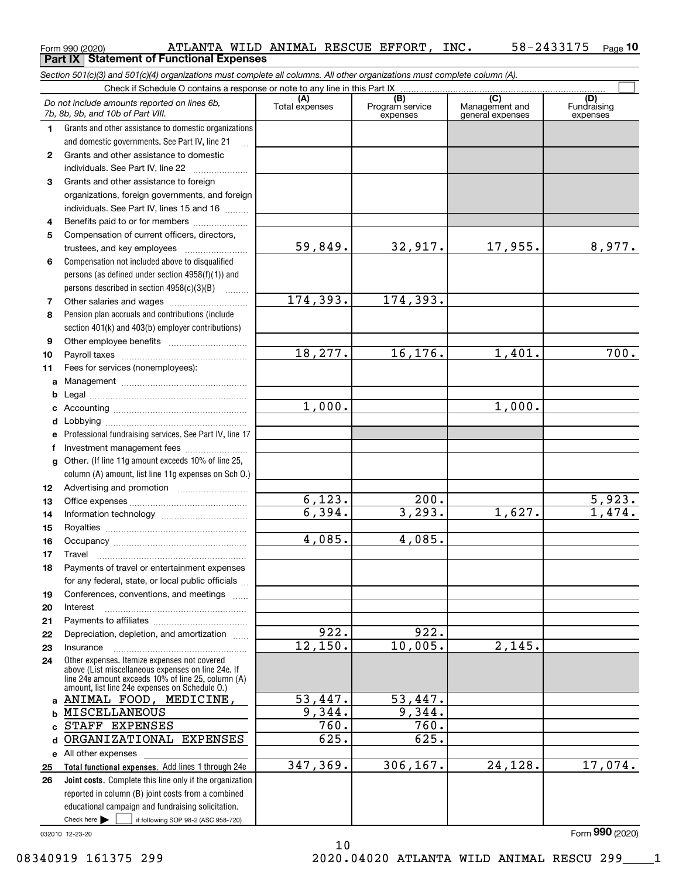Form 990 (2020) ATLANTA WILD ANIMAL RESCUE EFFORT, INC. 58-2433175 Page 10

## Part IX Statement of Functional Expenses

*Section 501(c)(3) and 501(c)(4) organizations must complete all columns. All other organizations must complete column (A).*

Check if Schedule O contains a response or note to any line in this Part IX

| *Do not include amounts reported on lines 6b, 7b, 8b, 9b, and 10b of Part VIII.* | (A) Total expenses | (B) Program service expenses | (C) Management and general expenses | (D) Fundraising expenses |
|---|---|---|---|---|
| 1 Grants and other assistance to domestic organizations and domestic governments. See Part IV, line 21 | | | | |
| 2 Grants and other assistance to domestic individuals. See Part IV, line 22 | | | | |
| 3 Grants and other assistance to foreign organizations, foreign governments, and foreign individuals. See Part IV, lines 15 and 16 | | | | |
| 4 Benefits paid to or for members | | | | |
| 5 Compensation of current officers, directors, trustees, and key employees | 59,849. | 32,917. | 17,955. | 8,977. |
| 6 Compensation not included above to disqualified persons (as defined under section 4958(f)(1)) and persons described in section 4958(c)(3)(B) | | | | |
| 7 Other salaries and wages | 174,393. | 174,393. | | |
| 8 Pension plan accruals and contributions (include section 401(k) and 403(b) employer contributions) | | | | |
| 9 Other employee benefits | | | | |
| 10 Payroll taxes | 18,277. | 16,176. | 1,401. | 700. |
| 11 Fees for services (nonemployees): | | | | |
| a Management | | | | |
| b Legal | | | | |
| c Accounting | 1,000. | | 1,000. | |
| d Lobbying | | | | |
| e Professional fundraising services. See Part IV, line 17 | | | | |
| f Investment management fees | | | | |
| g Other. (If line 11g amount exceeds 10% of line 25, column (A) amount, list line 11g expenses on Sch O.) | | | | |
| 12 Advertising and promotion | | | | |
| 13 Office expenses | 6,123. | 200. | | 5,923. |
| 14 Information technology | 6,394. | 3,293. | 1,627. | 1,474. |
| 15 Royalties | | | | |
| 16 Occupancy | 4,085. | 4,085. | | |
| 17 Travel | | | | |
| 18 Payments of travel or entertainment expenses for any federal, state, or local public officials | | | | |
| 19 Conferences, conventions, and meetings | | | | |
| 20 Interest | | | | |
| 21 Payments to affiliates | | | | |
| 22 Depreciation, depletion, and amortization | 922. | 922. | | |
| 23 Insurance | 12,150. | 10,005. | 2,145. | |
| 24 Other expenses. Itemize expenses not covered above (List miscellaneous expenses on line 24e. If line 24e amount exceeds 10% of line 25, column (A) amount, list line 24e expenses on Schedule O.) | | | | |
| a ANIMAL FOOD, MEDICINE, | 53,447. | 53,447. | | |
| b MISCELLANEOUS | 9,344. | 9,344. | | |
| c STAFF EXPENSES | 760. | 760. | | |
| d ORGANIZATIONAL EXPENSES | 625. | 625. | | |
| e All other expenses | | | | |
| **25 Total functional expenses.** Add lines 1 through 24e | 347,369. | 306,167. | 24,128. | 17,074. |
| **26 Joint costs.** Complete this line only if the organization reported in column (B) joint costs from a combined educational campaign and fundraising solicitation. Check here ☐ if following SOP 98-2 (ASC 958-720) | | | | |

032010 12-23-20

Form **990** (2020)

08340919 161375 299 2020.04020 ATLANTA WILD ANIMAL RESCU 299____1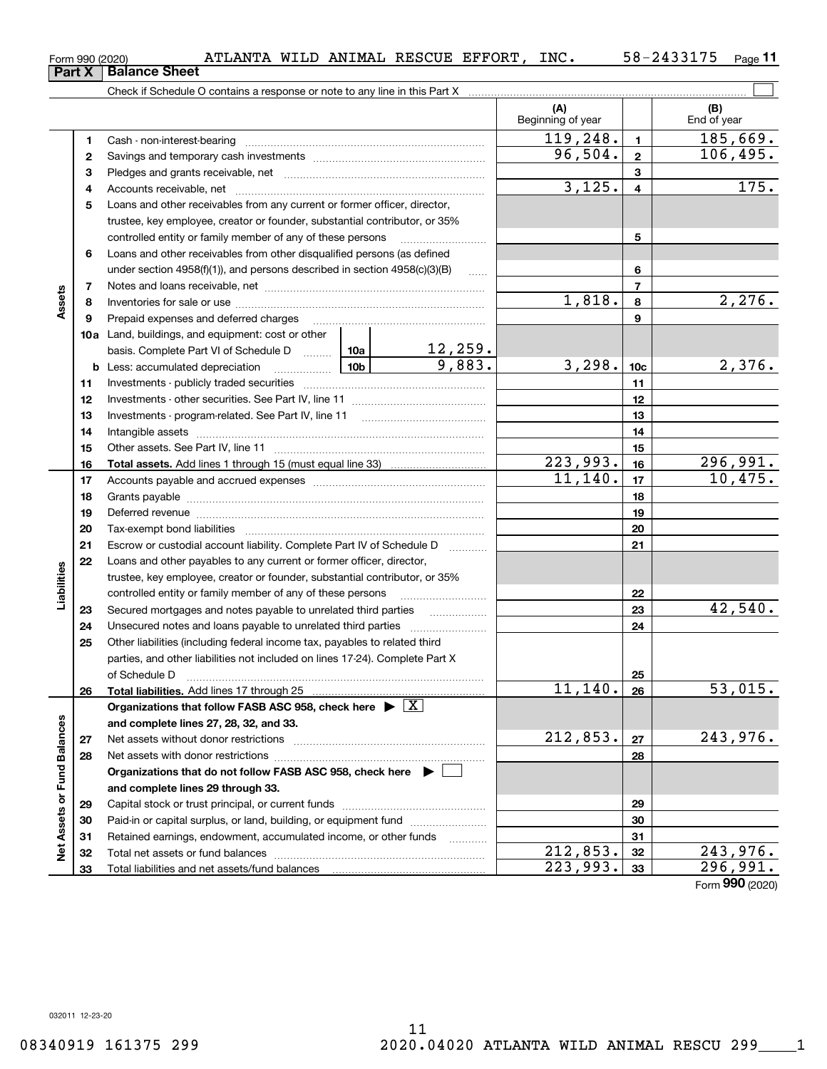Form 990 (2020) ATLANTA WILD ANIMAL RESCUE EFFORT, INC. 58-2433175

## Part X Balance Sheet

Check if Schedule O contains a response or note to any line in this Part X ☐

| | | | | (A) Beginning of year | | (B) End of year |
|---|---|---|---|---|---|---|
| **Assets** | 1 | Cash - non-interest-bearing | | 119,248. | 1 | 185,669. |
| | 2 | Savings and temporary cash investments | | 96,504. | 2 | 106,495. |
| | 3 | Pledges and grants receivable, net | | | 3 | |
| | 4 | Accounts receivable, net | | 3,125. | 4 | 175. |
| | 5 | Loans and other receivables from any current or former officer, director, trustee, key employee, creator or founder, substantial contributor, or 35% controlled entity or family member of any of these persons | | | 5 | |
| | 6 | Loans and other receivables from other disqualified persons (as defined under section 4958(f)(1)), and persons described in section 4958(c)(3)(B) | | | 6 | |
| | 7 | Notes and loans receivable, net | | | 7 | |
| | 8 | Inventories for sale or use | | 1,818. | 8 | 2,276. |
| | 9 | Prepaid expenses and deferred charges | | | 9 | |
| | 10a | Land, buildings, and equipment: cost or other basis. Complete Part VI of Schedule D | 10a 12,259. | | | |
| | b | Less: accumulated depreciation | 10b 9,883. | 3,298. | 10c | 2,376. |
| | 11 | Investments - publicly traded securities | | | 11 | |
| | 12 | Investments - other securities. See Part IV, line 11 | | | 12 | |
| | 13 | Investments - program-related. See Part IV, line 11 | | | 13 | |
| | 14 | Intangible assets | | | 14 | |
| | 15 | Other assets. See Part IV, line 11 | | | 15 | |
| | 16 | **Total assets.** Add lines 1 through 15 (must equal line 33) | | 223,993. | 16 | 296,991. |
| **Liabilities** | 17 | Accounts payable and accrued expenses | | 11,140. | 17 | 10,475. |
| | 18 | Grants payable | | | 18 | |
| | 19 | Deferred revenue | | | 19 | |
| | 20 | Tax-exempt bond liabilities | | | 20 | |
| | 21 | Escrow or custodial account liability. Complete Part IV of Schedule D | | | 21 | |
| | 22 | Loans and other payables to any current or former officer, director, trustee, key employee, creator or founder, substantial contributor, or 35% controlled entity or family member of any of these persons | | | 22 | |
| | 23 | Secured mortgages and notes payable to unrelated third parties | | | 23 | 42,540. |
| | 24 | Unsecured notes and loans payable to unrelated third parties | | | 24 | |
| | 25 | Other liabilities (including federal income tax, payables to related third parties, and other liabilities not included on lines 17-24). Complete Part X of Schedule D | | | 25 | |
| | 26 | **Total liabilities.** Add lines 17 through 25 | | 11,140. | 26 | 53,015. |
| **Net Assets or Fund Balances** | | **Organizations that follow FASB ASC 958, check here ▶ ☒ and complete lines 27, 28, 32, and 33.** | | | | |
| | 27 | Net assets without donor restrictions | | 212,853. | 27 | 243,976. |
| | 28 | Net assets with donor restrictions | | | 28 | |
| | | **Organizations that do not follow FASB ASC 958, check here ▶ ☐ and complete lines 29 through 33.** | | | | |
| | 29 | Capital stock or trust principal, or current funds | | | 29 | |
| | 30 | Paid-in or capital surplus, or land, building, or equipment fund | | | 30 | |
| | 31 | Retained earnings, endowment, accumulated income, or other funds | | | 31 | |
| | 32 | Total net assets or fund balances | | 212,853. | 32 | 243,976. |
| | 33 | Total liabilities and net assets/fund balances | | 223,993. | 33 | 296,991. |

Form **990** (2020)

032011 12-23-20

08340919 161375 299 2020.04020 ATLANTA WILD ANIMAL RESCU 299____1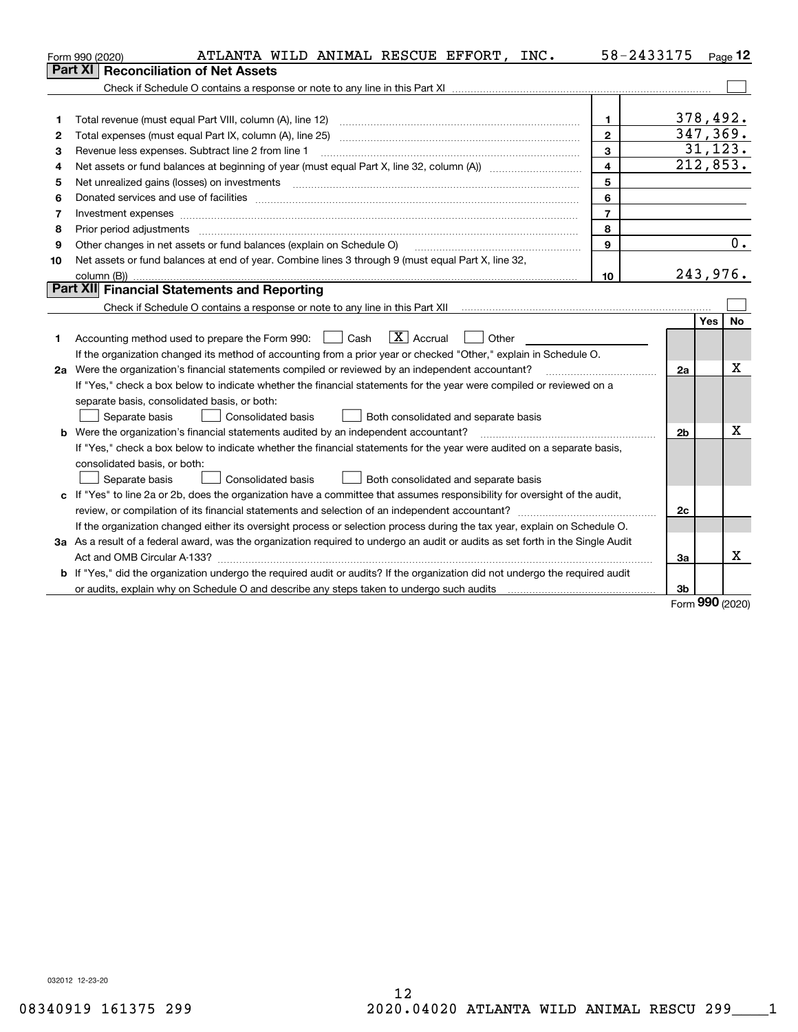Form 990 (2020) ATLANTA WILD ANIMAL RESCUE EFFORT, INC. 58-2433175 Page 12

## Part XI Reconciliation of Net Assets

Check if Schedule O contains a response or note to any line in this Part XI ☐

| | | | |
|---|---|---|---|
| 1 | Total revenue (must equal Part VIII, column (A), line 12) | 1 | 378,492. |
| 2 | Total expenses (must equal Part IX, column (A), line 25) | 2 | 347,369. |
| 3 | Revenue less expenses. Subtract line 2 from line 1 | 3 | 31,123. |
| 4 | Net assets or fund balances at beginning of year (must equal Part X, line 32, column (A)) | 4 | 212,853. |
| 5 | Net unrealized gains (losses) on investments | 5 | |
| 6 | Donated services and use of facilities | 6 | |
| 7 | Investment expenses | 7 | |
| 8 | Prior period adjustments | 8 | |
| 9 | Other changes in net assets or fund balances (explain on Schedule O) | 9 | 0. |
| 10 | Net assets or fund balances at end of year. Combine lines 3 through 9 (must equal Part X, line 32, column (B)) | 10 | 243,976. |

## Part XII Financial Statements and Reporting

Check if Schedule O contains a response or note to any line in this Part XII ☐

| | | | Yes | No |
|---|---|---|---|---|
| 1 | Accounting method used to prepare the Form 990: ☐ Cash ☒ Accrual ☐ Other<br>If the organization changed its method of accounting from a prior year or checked "Other," explain in Schedule O. | | | |
| 2a | Were the organization's financial statements compiled or reviewed by an independent accountant?<br>If "Yes," check a box below to indicate whether the financial statements for the year were compiled or reviewed on a separate basis, consolidated basis, or both:<br>☐ Separate basis ☐ Consolidated basis ☐ Both consolidated and separate basis | 2a | | X |
| b | Were the organization's financial statements audited by an independent accountant?<br>If "Yes," check a box below to indicate whether the financial statements for the year were audited on a separate basis, consolidated basis, or both:<br>☐ Separate basis ☐ Consolidated basis ☐ Both consolidated and separate basis | 2b | | X |
| c | If "Yes" to line 2a or 2b, does the organization have a committee that assumes responsibility for oversight of the audit, review, or compilation of its financial statements and selection of an independent accountant?<br>If the organization changed either its oversight process or selection process during the tax year, explain on Schedule O. | 2c | | |
| 3a | As a result of a federal award, was the organization required to undergo an audit or audits as set forth in the Single Audit Act and OMB Circular A-133? | 3a | | X |
| b | If "Yes," did the organization undergo the required audit or audits? If the organization did not undergo the required audit or audits, explain why on Schedule O and describe any steps taken to undergo such audits | 3b | | |

Form 990 (2020)

032012 12-23-20

08340919 161375 299 2020.04020 ATLANTA WILD ANIMAL RESCU 299____1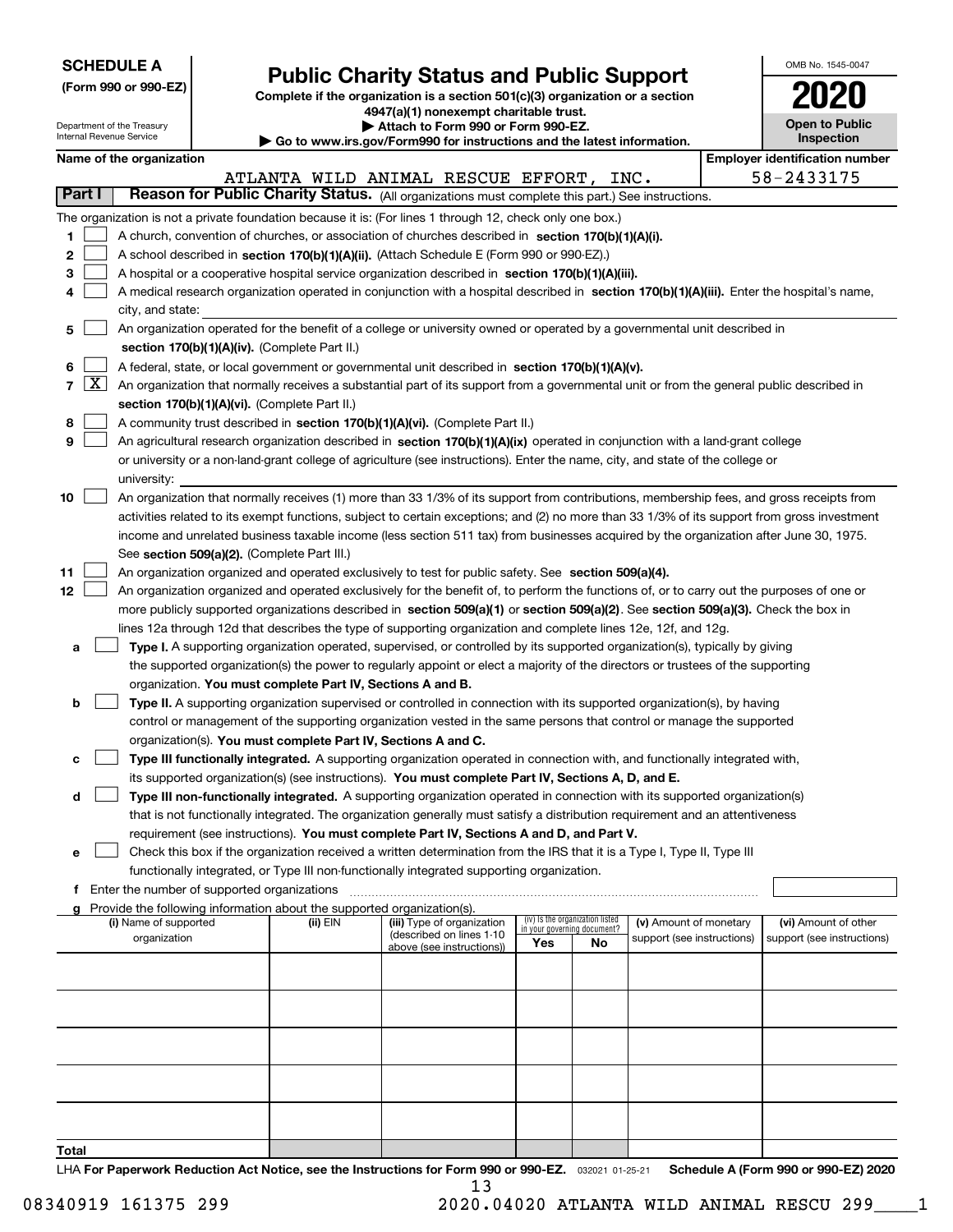**SCHEDULE A**
**(Form 990 or 990-EZ)**

Department of the Treasury
Internal Revenue Service

# Public Charity Status and Public Support

**Complete if the organization is a section 501(c)(3) organization or a section 4947(a)(1) nonexempt charitable trust.**
**▶ Attach to Form 990 or Form 990-EZ.**
**▶ Go to www.irs.gov/Form990 for instructions and the latest information.**

OMB No. 1545-0047

**2020**

**Open to Public Inspection**

**Name of the organization:** ATLANTA WILD ANIMAL RESCUE EFFORT, INC.

**Employer identification number:** 58-2433175

## Part I Reason for Public Charity Status. (All organizations must complete this part.) See instructions.

The organization is not a private foundation because it is: (For lines 1 through 12, check only one box.)

1. ☐ A church, convention of churches, or association of churches described in **section 170(b)(1)(A)(i).**
2. ☐ A school described in **section 170(b)(1)(A)(ii).** (Attach Schedule E (Form 990 or 990-EZ).)
3. ☐ A hospital or a cooperative hospital service organization described in **section 170(b)(1)(A)(iii).**
4. ☐ A medical research organization operated in conjunction with a hospital described in **section 170(b)(1)(A)(iii).** Enter the hospital's name, city, and state:
5. ☐ An organization operated for the benefit of a college or university owned or operated by a governmental unit described in **section 170(b)(1)(A)(iv).** (Complete Part II.)
6. ☐ A federal, state, or local government or governmental unit described in **section 170(b)(1)(A)(v).**
7. ☒ An organization that normally receives a substantial part of its support from a governmental unit or from the general public described in **section 170(b)(1)(A)(vi).** (Complete Part II.)
8. ☐ A community trust described in **section 170(b)(1)(A)(vi).** (Complete Part II.)
9. ☐ An agricultural research organization described in **section 170(b)(1)(A)(ix)** operated in conjunction with a land-grant college or university or a non-land-grant college of agriculture (see instructions). Enter the name, city, and state of the college or university:
10. ☐ An organization that normally receives (1) more than 33 1/3% of its support from contributions, membership fees, and gross receipts from activities related to its exempt functions, subject to certain exceptions; and (2) no more than 33 1/3% of its support from gross investment income and unrelated business taxable income (less section 511 tax) from businesses acquired by the organization after June 30, 1975. See **section 509(a)(2).** (Complete Part III.)
11. ☐ An organization organized and operated exclusively to test for public safety. See **section 509(a)(4).**
12. ☐ An organization organized and operated exclusively for the benefit of, to perform the functions of, or to carry out the purposes of one or more publicly supported organizations described in **section 509(a)(1)** or **section 509(a)(2).** See **section 509(a)(3).** Check the box in lines 12a through 12d that describes the type of supporting organization and complete lines 12e, 12f, and 12g.
   - **a** ☐ **Type I.** A supporting organization operated, supervised, or controlled by its supported organization(s), typically by giving the supported organization(s) the power to regularly appoint or elect a majority of the directors or trustees of the supporting organization. **You must complete Part IV, Sections A and B.**
   - **b** ☐ **Type II.** A supporting organization supervised or controlled in connection with its supported organization(s), by having control or management of the supporting organization vested in the same persons that control or manage the supported organization(s). **You must complete Part IV, Sections A and C.**
   - **c** ☐ **Type III functionally integrated.** A supporting organization operated in connection with, and functionally integrated with, its supported organization(s) (see instructions). **You must complete Part IV, Sections A, D, and E.**
   - **d** ☐ **Type III non-functionally integrated.** A supporting organization operated in connection with its supported organization(s) that is not functionally integrated. The organization generally must satisfy a distribution requirement and an attentiveness requirement (see instructions). **You must complete Part IV, Sections A and D, and Part V.**
   - **e** ☐ Check this box if the organization received a written determination from the IRS that it is a Type I, Type II, Type III functionally integrated, or Type III non-functionally integrated supporting organization.
   - **f** Enter the number of supported organizations
   - **g** Provide the following information about the supported organization(s).

| (i) Name of supported organization | (ii) EIN | (iii) Type of organization (described on lines 1-10 above (see instructions)) | (iv) Is the organization listed in your governing document? Yes | No | (v) Amount of monetary support (see instructions) | (vi) Amount of other support (see instructions) |
|---|---|---|---|---|---|---|
| | | | | | | |
| | | | | | | |
| | | | | | | |
| | | | | | | |
| | | | | | | |
| **Total** | | | | | | |

LHA **For Paperwork Reduction Act Notice, see the Instructions for Form 990 or 990-EZ.** 032021 01-25-21 **Schedule A (Form 990 or 990-EZ) 2020**

08340919 161375 299 2020.04020 ATLANTA WILD ANIMAL RESCU 299____1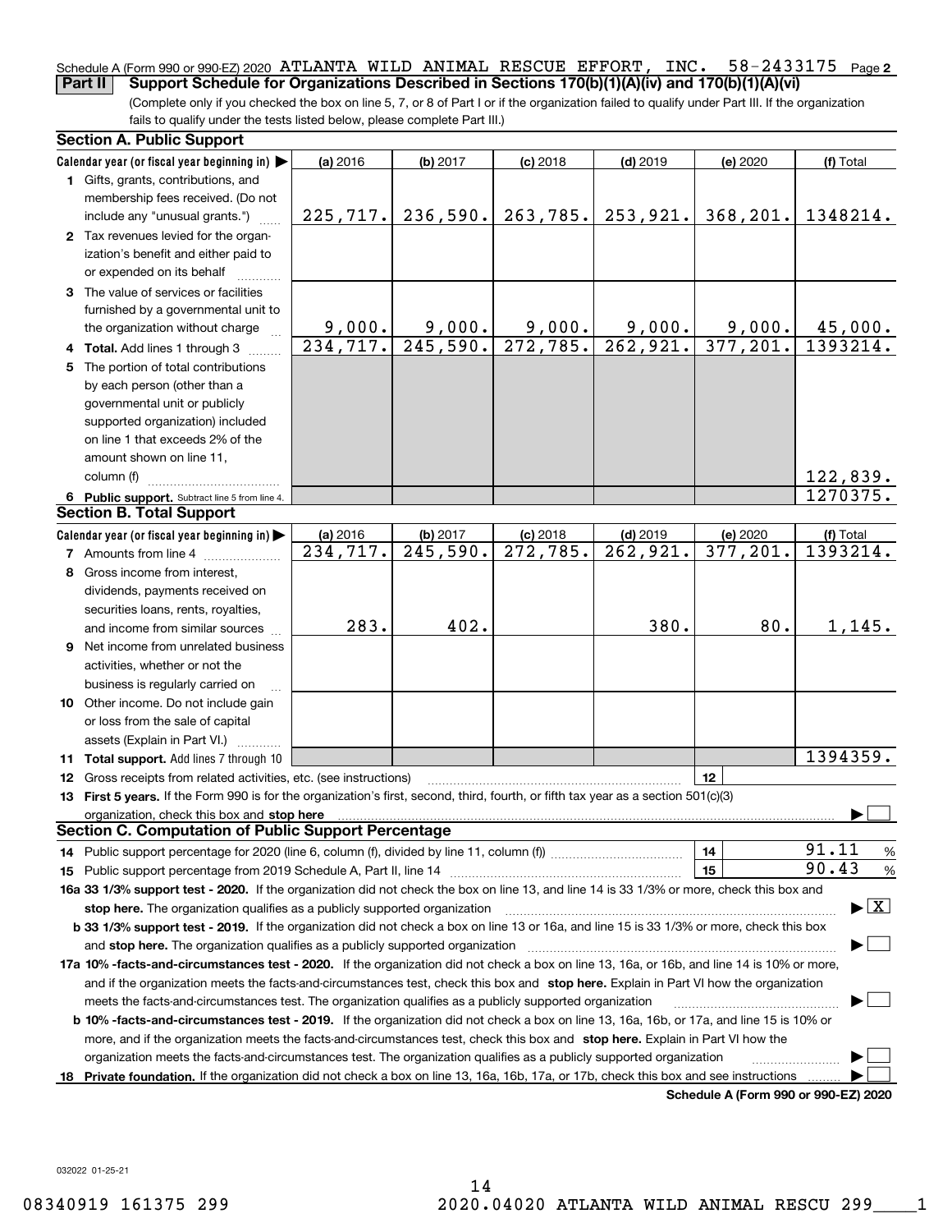Schedule A (Form 990 or 990-EZ) 2020 ATLANTA WILD ANIMAL RESCUE EFFORT, INC. 58-2433175 Page **2**

**Part II** **Support Schedule for Organizations Described in Sections 170(b)(1)(A)(iv) and 170(b)(1)(A)(vi)**

(Complete only if you checked the box on line 5, 7, or 8 of Part I or if the organization failed to qualify under Part III. If the organization fails to qualify under the tests listed below, please complete Part III.)

## Section A. Public Support

| Calendar year (or fiscal year beginning in) ▶ | (a) 2016 | (b) 2017 | (c) 2018 | (d) 2019 | (e) 2020 | (f) Total |
|---|---|---|---|---|---|---|
| **1** Gifts, grants, contributions, and membership fees received. (Do not include any "unusual grants.") | 225,717. | 236,590. | 263,785. | 253,921. | 368,201. | 1348214. |
| **2** Tax revenues levied for the organization's benefit and either paid to or expended on its behalf | | | | | | |
| **3** The value of services or facilities furnished by a governmental unit to the organization without charge | 9,000. | 9,000. | 9,000. | 9,000. | 9,000. | 45,000. |
| **4** **Total.** Add lines 1 through 3 | 234,717. | 245,590. | 272,785. | 262,921. | 377,201. | 1393214. |
| **5** The portion of total contributions by each person (other than a governmental unit or publicly supported organization) included on line 1 that exceeds 2% of the amount shown on line 11, column (f) | | | | | | 122,839. |
| **6** **Public support.** Subtract line 5 from line 4. | | | | | | 1270375. |

## Section B. Total Support

| Calendar year (or fiscal year beginning in) ▶ | (a) 2016 | (b) 2017 | (c) 2018 | (d) 2019 | (e) 2020 | (f) Total |
|---|---|---|---|---|---|---|
| **7** Amounts from line 4 | 234,717. | 245,590. | 272,785. | 262,921. | 377,201. | 1393214. |
| **8** Gross income from interest, dividends, payments received on securities loans, rents, royalties, and income from similar sources | 283. | 402. | | 380. | 80. | 1,145. |
| **9** Net income from unrelated business activities, whether or not the business is regularly carried on | | | | | | |
| **10** Other income. Do not include gain or loss from the sale of capital assets (Explain in Part VI.) | | | | | | |
| **11** **Total support.** Add lines 7 through 10 | | | | | | 1394359. |

**12** Gross receipts from related activities, etc. (see instructions) **12**

**13** **First 5 years.** If the Form 990 is for the organization's first, second, third, fourth, or fifth tax year as a section 501(c)(3) organization, check this box and **stop here** ▶ ☐

## Section C. Computation of Public Support Percentage

**14** Public support percentage for 2020 (line 6, column (f), divided by line 11, column (f)) **14** 91.11 %

**15** Public support percentage from 2019 Schedule A, Part II, line 14 **15** 90.43 %

**16a 33 1/3% support test - 2020.** If the organization did not check the box on line 13, and line 14 is 33 1/3% or more, check this box and **stop here.** The organization qualifies as a publicly supported organization ▶ ☒

**b 33 1/3% support test - 2019.** If the organization did not check a box on line 13 or 16a, and line 15 is 33 1/3% or more, check this box and **stop here.** The organization qualifies as a publicly supported organization ▶ ☐

**17a 10% -facts-and-circumstances test - 2020.** If the organization did not check a box on line 13, 16a, or 16b, and line 14 is 10% or more, and if the organization meets the facts-and-circumstances test, check this box and **stop here.** Explain in Part VI how the organization meets the facts-and-circumstances test. The organization qualifies as a publicly supported organization ▶ ☐

**b 10% -facts-and-circumstances test - 2019.** If the organization did not check a box on line 13, 16a, 16b, or 17a, and line 15 is 10% or more, and if the organization meets the facts-and-circumstances test, check this box and **stop here.** Explain in Part VI how the organization meets the facts-and-circumstances test. The organization qualifies as a publicly supported organization ▶ ☐

**18** **Private foundation.** If the organization did not check a box on line 13, 16a, 16b, 17a, or 17b, check this box and see instructions ▶ ☐

**Schedule A (Form 990 or 990-EZ) 2020**

032022 01-25-21

08340919 161375 299 2020.04020 ATLANTA WILD ANIMAL RESCU 299____1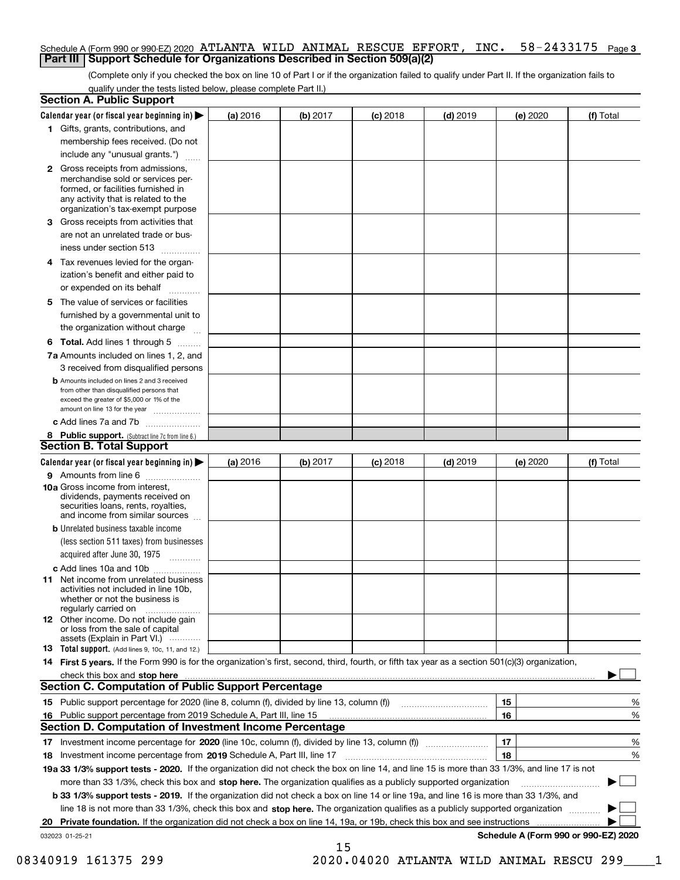Schedule A (Form 990 or 990-EZ) 2020 ATLANTA WILD ANIMAL RESCUE EFFORT, INC. 58-2433175 Page 3

## Part III Support Schedule for Organizations Described in Section 509(a)(2)

(Complete only if you checked the box on line 10 of Part I or if the organization failed to qualify under Part II. If the organization fails to qualify under the tests listed below, please complete Part II.)

### Section A. Public Support

| Calendar year (or fiscal year beginning in) ▶ | (a) 2016 | (b) 2017 | (c) 2018 | (d) 2019 | (e) 2020 | (f) Total |
|---|---|---|---|---|---|---|
| 1 Gifts, grants, contributions, and membership fees received. (Do not include any "unusual grants.") | | | | | | |
| 2 Gross receipts from admissions, merchandise sold or services performed, or facilities furnished in any activity that is related to the organization's tax-exempt purpose | | | | | | |
| 3 Gross receipts from activities that are not an unrelated trade or business under section 513 | | | | | | |
| 4 Tax revenues levied for the organization's benefit and either paid to or expended on its behalf | | | | | | |
| 5 The value of services or facilities furnished by a governmental unit to the organization without charge | | | | | | |
| 6 **Total.** Add lines 1 through 5 | | | | | | |
| 7a Amounts included on lines 1, 2, and 3 received from disqualified persons | | | | | | |
| b Amounts included on lines 2 and 3 received from other than disqualified persons that exceed the greater of $5,000 or 1% of the amount on line 13 for the year | | | | | | |
| c Add lines 7a and 7b | | | | | | |
| 8 **Public support.** (Subtract line 7c from line 6.) | | | | | | |

### Section B. Total Support

| Calendar year (or fiscal year beginning in) ▶ | (a) 2016 | (b) 2017 | (c) 2018 | (d) 2019 | (e) 2020 | (f) Total |
|---|---|---|---|---|---|---|
| 9 Amounts from line 6 | | | | | | |
| 10a Gross income from interest, dividends, payments received on securities loans, rents, royalties, and income from similar sources | | | | | | |
| b Unrelated business taxable income (less section 511 taxes) from businesses acquired after June 30, 1975 | | | | | | |
| c Add lines 10a and 10b | | | | | | |
| 11 Net income from unrelated business activities not included in line 10b, whether or not the business is regularly carried on | | | | | | |
| 12 Other income. Do not include gain or loss from the sale of capital assets (Explain in Part VI.) | | | | | | |
| 13 **Total support.** (Add lines 9, 10c, 11, and 12.) | | | | | | |

14 **First 5 years.** If the Form 990 is for the organization's first, second, third, fourth, or fifth tax year as a section 501(c)(3) organization, check this box and **stop here** ▶ ☐

### Section C. Computation of Public Support Percentage

15 Public support percentage for 2020 (line 8, column (f), divided by line 13, column (f)) — 15 — %

16 Public support percentage from 2019 Schedule A, Part III, line 15 — 16 — %

### Section D. Computation of Investment Income Percentage

17 Investment income percentage for **2020** (line 10c, column (f), divided by line 13, column (f)) — 17 — %

18 Investment income percentage from **2019** Schedule A, Part III, line 17 — 18 — %

**19a 33 1/3% support tests - 2020.** If the organization did not check the box on line 14, and line 15 is more than 33 1/3%, and line 17 is not more than 33 1/3%, check this box and **stop here.** The organization qualifies as a publicly supported organization ▶ ☐

**b 33 1/3% support tests - 2019.** If the organization did not check a box on line 14 or line 19a, and line 16 is more than 33 1/3%, and line 18 is not more than 33 1/3%, check this box and **stop here.** The organization qualifies as a publicly supported organization ▶ ☐

**20 Private foundation.** If the organization did not check a box on line 14, 19a, or 19b, check this box and see instructions ▶ ☐

032023 01-25-21

**Schedule A (Form 990 or 990-EZ) 2020**

08340919 161375 299 2020.04020 ATLANTA WILD ANIMAL RESCU 299____1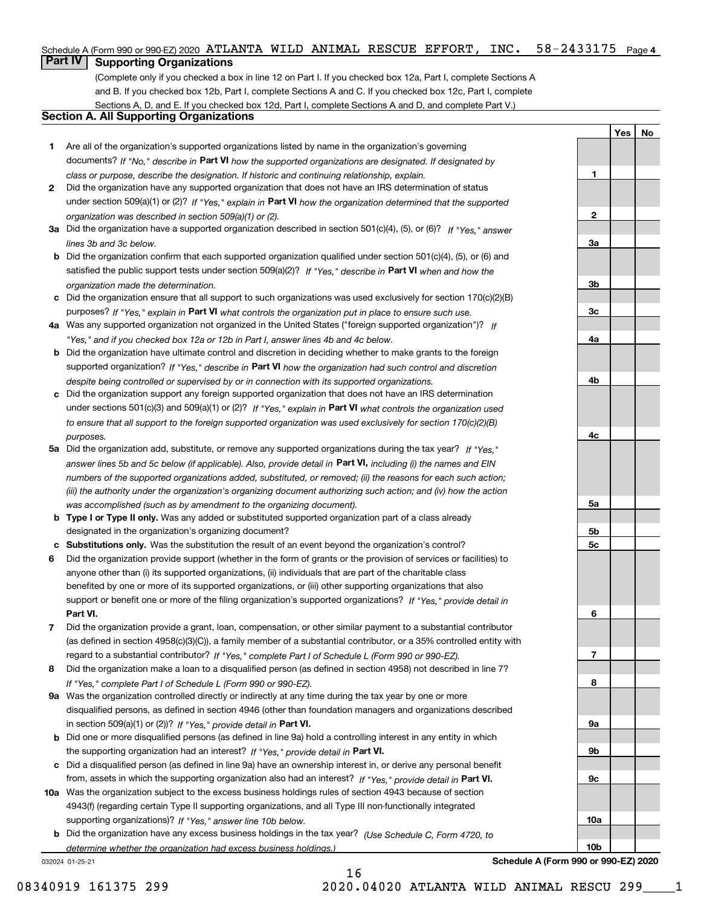Schedule A (Form 990 or 990-EZ) 2020 ATLANTA WILD ANIMAL RESCUE EFFORT, INC. 58-2433175 Page 4

## Part IV Supporting Organizations

(Complete only if you checked a box in line 12 on Part I. If you checked box 12a, Part I, complete Sections A and B. If you checked box 12b, Part I, complete Sections A and C. If you checked box 12c, Part I, complete Sections A, D, and E. If you checked box 12d, Part I, complete Sections A and D, and complete Part V.)

### Section A. All Supporting Organizations

| | | | Yes | No |
|---|---|---|---|---|
| 1 | Are all of the organization's supported organizations listed by name in the organization's governing documents? *If "No," describe in* **Part VI** *how the supported organizations are designated. If designated by class or purpose, describe the designation. If historic and continuing relationship, explain.* | 1 | | |
| 2 | Did the organization have any supported organization that does not have an IRS determination of status under section 509(a)(1) or (2)? *If "Yes," explain in* **Part VI** *how the organization determined that the supported organization was described in section 509(a)(1) or (2).* | 2 | | |
| 3a | Did the organization have a supported organization described in section 501(c)(4), (5), or (6)? *If "Yes," answer lines 3b and 3c below.* | 3a | | |
| b | Did the organization confirm that each supported organization qualified under section 501(c)(4), (5), or (6) and satisfied the public support tests under section 509(a)(2)? *If "Yes," describe in* **Part VI** *when and how the organization made the determination.* | 3b | | |
| c | Did the organization ensure that all support to such organizations was used exclusively for section 170(c)(2)(B) purposes? *If "Yes," explain in* **Part VI** *what controls the organization put in place to ensure such use.* | 3c | | |
| 4a | Was any supported organization not organized in the United States ("foreign supported organization")? *If "Yes," and if you checked box 12a or 12b in Part I, answer lines 4b and 4c below.* | 4a | | |
| b | Did the organization have ultimate control and discretion in deciding whether to make grants to the foreign supported organization? *If "Yes," describe in* **Part VI** *how the organization had such control and discretion despite being controlled or supervised by or in connection with its supported organizations.* | 4b | | |
| c | Did the organization support any foreign supported organization that does not have an IRS determination under sections 501(c)(3) and 509(a)(1) or (2)? *If "Yes," explain in* **Part VI** *what controls the organization used to ensure that all support to the foreign supported organization was used exclusively for section 170(c)(2)(B) purposes.* | 4c | | |
| 5a | Did the organization add, substitute, or remove any supported organizations during the tax year? *If "Yes," answer lines 5b and 5c below (if applicable). Also, provide detail in* **Part VI,** *including (i) the names and EIN numbers of the supported organizations added, substituted, or removed; (ii) the reasons for each such action; (iii) the authority under the organization's organizing document authorizing such action; and (iv) how the action was accomplished (such as by amendment to the organizing document).* | 5a | | |
| b | **Type I or Type II only.** Was any added or substituted supported organization part of a class already designated in the organization's organizing document? | 5b | | |
| c | **Substitutions only.** Was the substitution the result of an event beyond the organization's control? | 5c | | |
| 6 | Did the organization provide support (whether in the form of grants or the provision of services or facilities) to anyone other than (i) its supported organizations, (ii) individuals that are part of the charitable class benefited by one or more of its supported organizations, or (iii) other supporting organizations that also support or benefit one or more of the filing organization's supported organizations? *If "Yes," provide detail in* **Part VI.** | 6 | | |
| 7 | Did the organization provide a grant, loan, compensation, or other similar payment to a substantial contributor (as defined in section 4958(c)(3)(C)), a family member of a substantial contributor, or a 35% controlled entity with regard to a substantial contributor? *If "Yes," complete Part I of Schedule L (Form 990 or 990-EZ).* | 7 | | |
| 8 | Did the organization make a loan to a disqualified person (as defined in section 4958) not described in line 7? *If "Yes," complete Part I of Schedule L (Form 990 or 990-EZ).* | 8 | | |
| 9a | Was the organization controlled directly or indirectly at any time during the tax year by one or more disqualified persons, as defined in section 4946 (other than foundation managers and organizations described in section 509(a)(1) or (2))? *If "Yes," provide detail in* **Part VI.** | 9a | | |
| b | Did one or more disqualified persons (as defined in line 9a) hold a controlling interest in any entity in which the supporting organization had an interest? *If "Yes," provide detail in* **Part VI.** | 9b | | |
| c | Did a disqualified person (as defined in line 9a) have an ownership interest in, or derive any personal benefit from, assets in which the supporting organization also had an interest? *If "Yes," provide detail in* **Part VI.** | 9c | | |
| 10a | Was the organization subject to the excess business holdings rules of section 4943 because of section 4943(f) (regarding certain Type II supporting organizations, and all Type III non-functionally integrated supporting organizations)? *If "Yes," answer line 10b below.* | 10a | | |
| b | Did the organization have any excess business holdings in the tax year? *(Use Schedule C, Form 4720, to determine whether the organization had excess business holdings.)* | 10b | | |

032024 01-25-21

**Schedule A (Form 990 or 990-EZ) 2020**

08340919 161375 299 2020.04020 ATLANTA WILD ANIMAL RESCU 299____1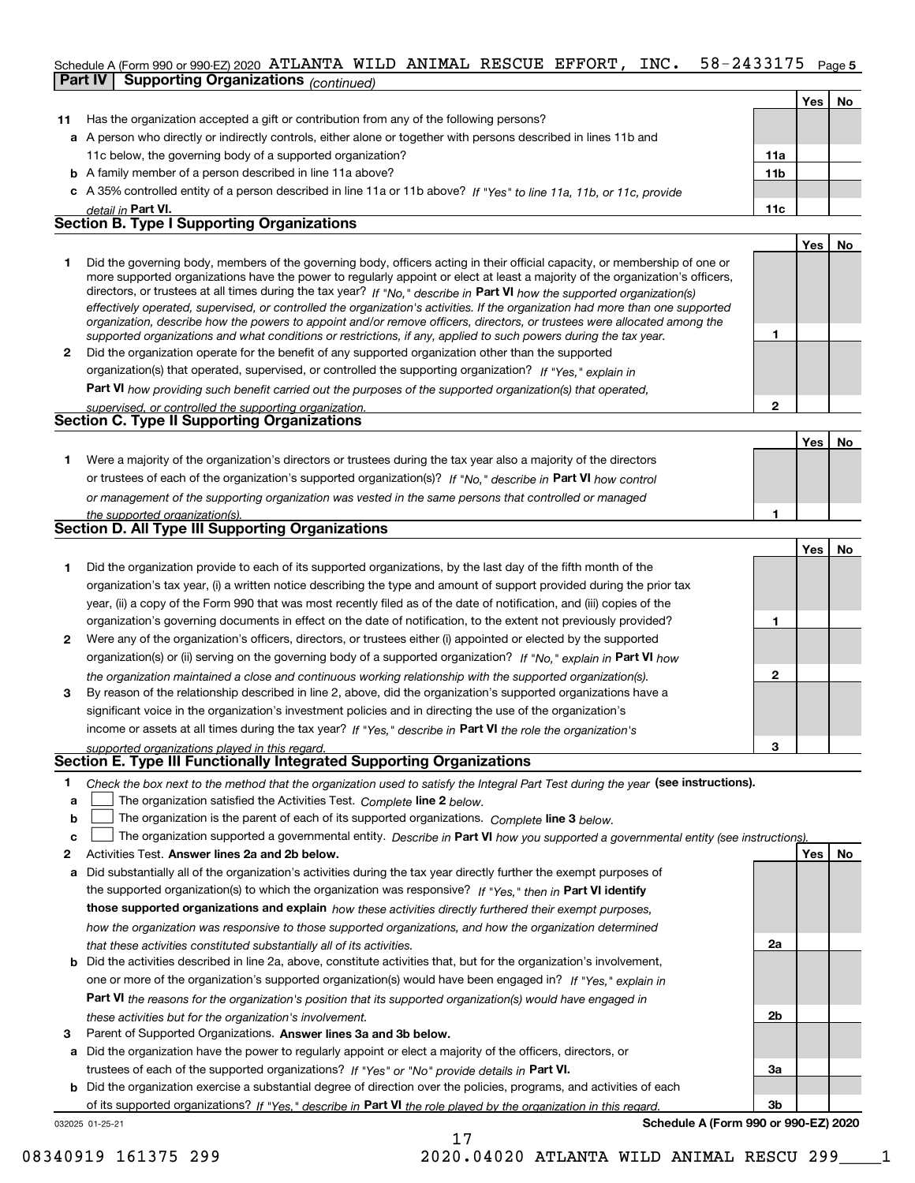Schedule A (Form 990 or 990-EZ) 2020 ATLANTA WILD ANIMAL RESCUE EFFORT, INC. 58-2433175 Page **5**

**Part IV Supporting Organizations** *(continued)*

| | | | Yes | No |
|---|---|---|---|---|
| **11** | Has the organization accepted a gift or contribution from any of the following persons? | | | |
| **a** | A person who directly or indirectly controls, either alone or together with persons described in lines 11b and 11c below, the governing body of a supported organization? | **11a** | | |
| **b** | A family member of a person described in line 11a above? | **11b** | | |
| **c** | A 35% controlled entity of a person described in line 11a or 11b above? *If "Yes" to line 11a, 11b, or 11c, provide detail in* **Part VI.** | **11c** | | |

## Section B. Type I Supporting Organizations

| | | | Yes | No |
|---|---|---|---|---|
| **1** | Did the governing body, members of the governing body, officers acting in their official capacity, or membership of one or more supported organizations have the power to regularly appoint or elect at least a majority of the organization's officers, directors, or trustees at all times during the tax year? *If "No," describe in* **Part VI** *how the supported organization(s) effectively operated, supervised, or controlled the organization's activities. If the organization had more than one supported organization, describe how the powers to appoint and/or remove officers, directors, or trustees were allocated among the supported organizations and what conditions or restrictions, if any, applied to such powers during the tax year.* | **1** | | |
| **2** | Did the organization operate for the benefit of any supported organization other than the supported organization(s) that operated, supervised, or controlled the supporting organization? *If "Yes," explain in* **Part VI** *how providing such benefit carried out the purposes of the supported organization(s) that operated, supervised, or controlled the supporting organization.* | **2** | | |

## Section C. Type II Supporting Organizations

| | | | Yes | No |
|---|---|---|---|---|
| **1** | Were a majority of the organization's directors or trustees during the tax year also a majority of the directors or trustees of each of the organization's supported organization(s)? *If "No," describe in* **Part VI** *how control or management of the supporting organization was vested in the same persons that controlled or managed the supported organization(s).* | **1** | | |

## Section D. All Type III Supporting Organizations

| | | | Yes | No |
|---|---|---|---|---|
| **1** | Did the organization provide to each of its supported organizations, by the last day of the fifth month of the organization's tax year, (i) a written notice describing the type and amount of support provided during the prior tax year, (ii) a copy of the Form 990 that was most recently filed as of the date of notification, and (iii) copies of the organization's governing documents in effect on the date of notification, to the extent not previously provided? | **1** | | |
| **2** | Were any of the organization's officers, directors, or trustees either (i) appointed or elected by the supported organization(s) or (ii) serving on the governing body of a supported organization? *If "No," explain in* **Part VI** *how the organization maintained a close and continuous working relationship with the supported organization(s).* | **2** | | |
| **3** | By reason of the relationship described in line 2, above, did the organization's supported organizations have a significant voice in the organization's investment policies and in directing the use of the organization's income or assets at all times during the tax year? *If "Yes," describe in* **Part VI** *the role the organization's supported organizations played in this regard.* | **3** | | |

## Section E. Type III Functionally Integrated Supporting Organizations

**1** *Check the box next to the method that the organization used to satisfy the Integral Part Test during the year* **(see instructions).**

- **a** ☐ The organization satisfied the Activities Test. *Complete* **line 2** *below.*
- **b** ☐ The organization is the parent of each of its supported organizations. *Complete* **line 3** *below.*
- **c** ☐ The organization supported a governmental entity. *Describe in* **Part VI** *how you supported a governmental entity (see instructions).*

| | | | Yes | No |
|---|---|---|---|---|
| **2** | Activities Test. **Answer lines 2a and 2b below.** | | | |
| **a** | Did substantially all of the organization's activities during the tax year directly further the exempt purposes of the supported organization(s) to which the organization was responsive? *If "Yes," then in* **Part VI identify those supported organizations and explain** *how these activities directly furthered their exempt purposes, how the organization was responsive to those supported organizations, and how the organization determined that these activities constituted substantially all of its activities.* | **2a** | | |
| **b** | Did the activities described in line 2a, above, constitute activities that, but for the organization's involvement, one or more of the organization's supported organization(s) would have been engaged in? *If "Yes," explain in* **Part VI** *the reasons for the organization's position that its supported organization(s) would have engaged in these activities but for the organization's involvement.* | **2b** | | |
| **3** | Parent of Supported Organizations. **Answer lines 3a and 3b below.** | | | |
| **a** | Did the organization have the power to regularly appoint or elect a majority of the officers, directors, or trustees of each of the supported organizations? *If "Yes" or "No" provide details in* **Part VI.** | **3a** | | |
| **b** | Did the organization exercise a substantial degree of direction over the policies, programs, and activities of each of its supported organizations? *If "Yes," describe in* **Part VI** *the role played by the organization in this regard.* | **3b** | | |

032025 01-25-21 **Schedule A (Form 990 or 990-EZ) 2020**

08340919 161375 299 2020.04020 ATLANTA WILD ANIMAL RESCU 299____1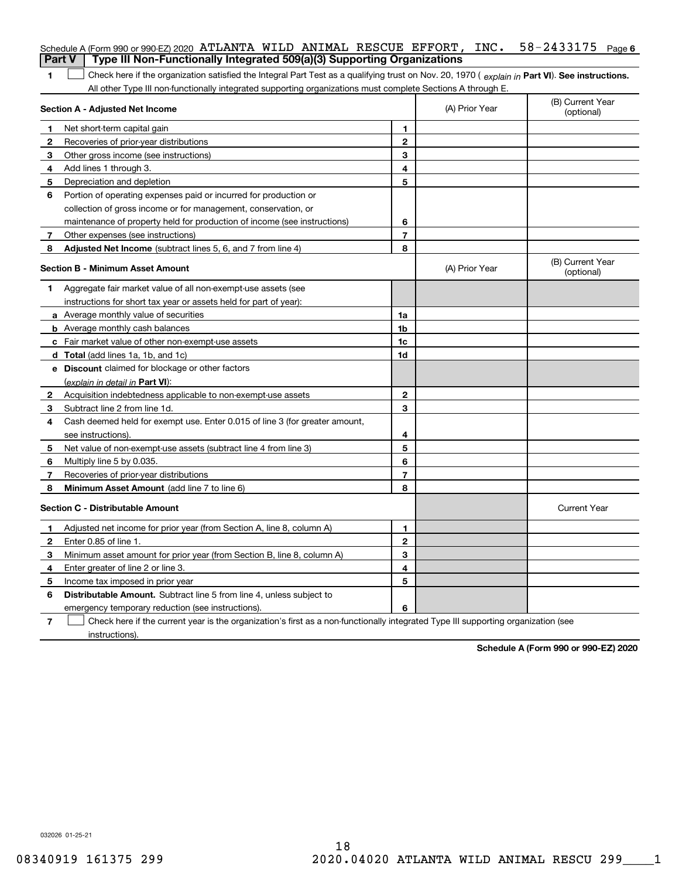Schedule A (Form 990 or 990-EZ) 2020 ATLANTA WILD ANIMAL RESCUE EFFORT, INC. 58-2433175 Page 6

## Part V | Type III Non-Functionally Integrated 509(a)(3) Supporting Organizations

**1** ☐ Check here if the organization satisfied the Integral Part Test as a qualifying trust on Nov. 20, 1970 ( *explain in* **Part VI**). **See instructions.** All other Type III non-functionally integrated supporting organizations must complete Sections A through E.

| **Section A - Adjusted Net Income** | | (A) Prior Year | (B) Current Year (optional) |
|---|---|---|---|
| **1** Net short-term capital gain | 1 | | |
| **2** Recoveries of prior-year distributions | 2 | | |
| **3** Other gross income (see instructions) | 3 | | |
| **4** Add lines 1 through 3. | 4 | | |
| **5** Depreciation and depletion | 5 | | |
| **6** Portion of operating expenses paid or incurred for production or collection of gross income or for management, conservation, or maintenance of property held for production of income (see instructions) | 6 | | |
| **7** Other expenses (see instructions) | 7 | | |
| **8** **Adjusted Net Income** (subtract lines 5, 6, and 7 from line 4) | 8 | | |

| **Section B - Minimum Asset Amount** | | (A) Prior Year | (B) Current Year (optional) |
|---|---|---|---|
| **1** Aggregate fair market value of all non-exempt-use assets (see instructions for short tax year or assets held for part of year): | | | |
| **a** Average monthly value of securities | 1a | | |
| **b** Average monthly cash balances | 1b | | |
| **c** Fair market value of other non-exempt-use assets | 1c | | |
| **d** **Total** (add lines 1a, 1b, and 1c) | 1d | | |
| **e** **Discount** claimed for blockage or other factors (*explain in detail in* **Part VI**): | | | |
| **2** Acquisition indebtedness applicable to non-exempt-use assets | 2 | | |
| **3** Subtract line 2 from line 1d. | 3 | | |
| **4** Cash deemed held for exempt use. Enter 0.015 of line 3 (for greater amount, see instructions). | 4 | | |
| **5** Net value of non-exempt-use assets (subtract line 4 from line 3) | 5 | | |
| **6** Multiply line 5 by 0.035. | 6 | | |
| **7** Recoveries of prior-year distributions | 7 | | |
| **8** **Minimum Asset Amount** (add line 7 to line 6) | 8 | | |

| **Section C - Distributable Amount** | | | Current Year |
|---|---|---|---|
| **1** Adjusted net income for prior year (from Section A, line 8, column A) | 1 | | |
| **2** Enter 0.85 of line 1. | 2 | | |
| **3** Minimum asset amount for prior year (from Section B, line 8, column A) | 3 | | |
| **4** Enter greater of line 2 or line 3. | 4 | | |
| **5** Income tax imposed in prior year | 5 | | |
| **6** **Distributable Amount.** Subtract line 5 from line 4, unless subject to emergency temporary reduction (see instructions). | 6 | | |

**7** ☐ Check here if the current year is the organization's first as a non-functionally integrated Type III supporting organization (see instructions).

**Schedule A (Form 990 or 990-EZ) 2020**

032026 01-25-21

08340919 161375 299 2020.04020 ATLANTA WILD ANIMAL RESCU 299____1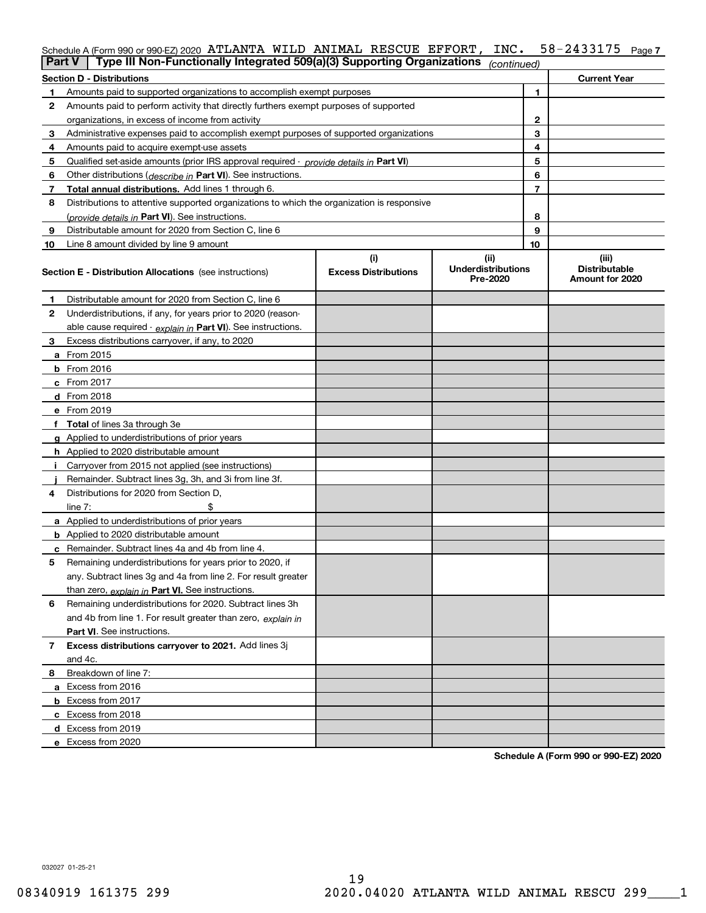Schedule A (Form 990 or 990-EZ) 2020 ATLANTA WILD ANIMAL RESCUE EFFORT, INC. 58-2433175 Page 7

**Part V | Type III Non-Functionally Integrated 509(a)(3) Supporting Organizations** *(continued)*

| **Section D - Distributions** | | **Current Year** |
|---|---|---|
| **1** Amounts paid to supported organizations to accomplish exempt purposes | 1 | |
| **2** Amounts paid to perform activity that directly furthers exempt purposes of supported organizations, in excess of income from activity | 2 | |
| **3** Administrative expenses paid to accomplish exempt purposes of supported organizations | 3 | |
| **4** Amounts paid to acquire exempt-use assets | 4 | |
| **5** Qualified set-aside amounts (prior IRS approval required - *provide details in* **Part VI**) | 5 | |
| **6** Other distributions (*describe in* **Part VI**). See instructions. | 6 | |
| **7** **Total annual distributions.** Add lines 1 through 6. | 7 | |
| **8** Distributions to attentive supported organizations to which the organization is responsive (*provide details in* **Part VI**). See instructions. | 8 | |
| **9** Distributable amount for 2020 from Section C, line 6 | 9 | |
| **10** Line 8 amount divided by line 9 amount | 10 | |

| **Section E - Distribution Allocations** (see instructions) | (i) **Excess Distributions** | (ii) **Underdistributions Pre-2020** | (iii) **Distributable Amount for 2020** |
|---|---|---|---|
| **1** Distributable amount for 2020 from Section C, line 6 | | | |
| **2** Underdistributions, if any, for years prior to 2020 (reasonable cause required - *explain in* **Part VI**). See instructions. | | | |
| **3** Excess distributions carryover, if any, to 2020 | | | |
| **a** From 2015 | | | |
| **b** From 2016 | | | |
| **c** From 2017 | | | |
| **d** From 2018 | | | |
| **e** From 2019 | | | |
| **f** **Total** of lines 3a through 3e | | | |
| **g** Applied to underdistributions of prior years | | | |
| **h** Applied to 2020 distributable amount | | | |
| **i** Carryover from 2015 not applied (see instructions) | | | |
| **j** Remainder. Subtract lines 3g, 3h, and 3i from line 3f. | | | |
| **4** Distributions for 2020 from Section D, line 7: $ | | | |
| **a** Applied to underdistributions of prior years | | | |
| **b** Applied to 2020 distributable amount | | | |
| **c** Remainder. Subtract lines 4a and 4b from line 4. | | | |
| **5** Remaining underdistributions for years prior to 2020, if any. Subtract lines 3g and 4a from line 2. For result greater than zero, *explain in* **Part VI.** See instructions. | | | |
| **6** Remaining underdistributions for 2020. Subtract lines 3h and 4b from line 1. For result greater than zero, *explain in* **Part VI**. See instructions. | | | |
| **7** **Excess distributions carryover to 2021.** Add lines 3j and 4c. | | | |
| **8** Breakdown of line 7: | | | |
| **a** Excess from 2016 | | | |
| **b** Excess from 2017 | | | |
| **c** Excess from 2018 | | | |
| **d** Excess from 2019 | | | |
| **e** Excess from 2020 | | | |

**Schedule A (Form 990 or 990-EZ) 2020**

032027 01-25-21

08340919 161375 299 2020.04020 ATLANTA WILD ANIMAL RESCU 299____1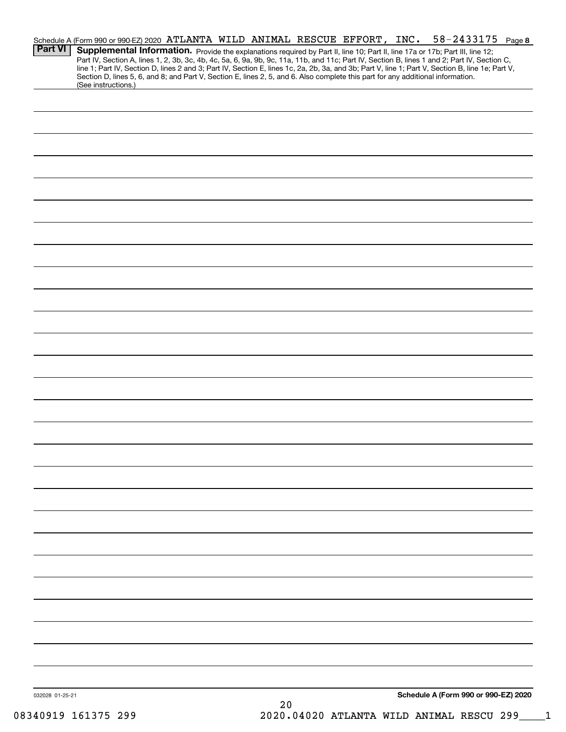Schedule A (Form 990 or 990-EZ) 2020 ATLANTA WILD ANIMAL RESCUE EFFORT, INC. 58-2433175 Page 8

**Part VI** **Supplemental Information.** Provide the explanations required by Part II, line 10; Part II, line 17a or 17b; Part III, line 12; Part IV, Section A, lines 1, 2, 3b, 3c, 4b, 4c, 5a, 6, 9a, 9b, 9c, 11a, 11b, and 11c; Part IV, Section B, lines 1 and 2; Part IV, Section C, line 1; Part IV, Section D, lines 2 and 3; Part IV, Section E, lines 1c, 2a, 2b, 3a, and 3b; Part V, line 1; Part V, Section B, line 1e; Part V, Section D, lines 5, 6, and 8; and Part V, Section E, lines 2, 5, and 6. Also complete this part for any additional information. (See instructions.)

032028 01-25-21

**Schedule A (Form 990 or 990-EZ) 2020**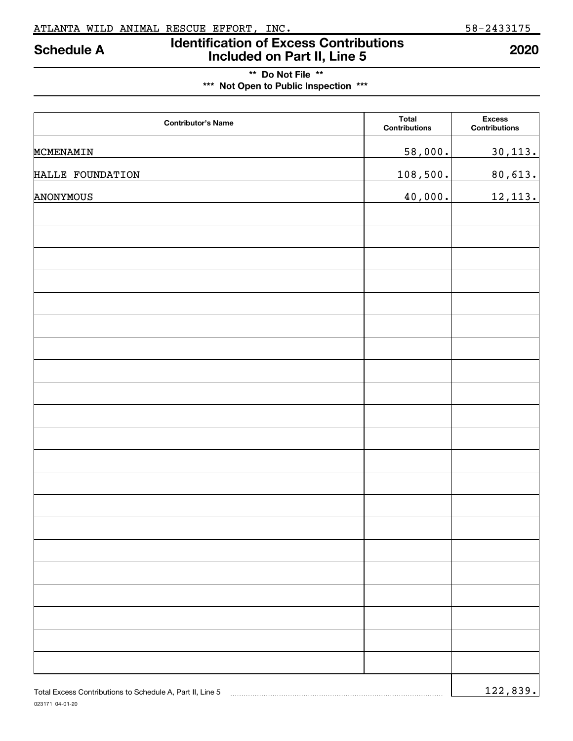ATLANTA WILD ANIMAL RESCUE EFFORT, INC. 58-2433175

# Schedule A — Identification of Excess Contributions Included on Part II, Line 5 — 2020

**\*\* Do Not File \*\***

**\*\*\* Not Open to Public Inspection \*\*\***

| Contributor's Name | Total Contributions | Excess Contributions |
|---|---|---|
| MCMENAMIN | 58,000. | 30,113. |
| HALLE FOUNDATION | 108,500. | 80,613. |
| ANONYMOUS | 40,000. | 12,113. |
| | | |
| | | |
| | | |
| | | |
| | | |
| | | |
| | | |
| | | |
| | | |
| | | |
| | | |
| | | |
| | | |
| | | |
| | | |
| | | |
| | | |
| | | |
| | | |
| | | |

Total Excess Contributions to Schedule A, Part II, Line 5 ........ 122,839.

023171 04-01-20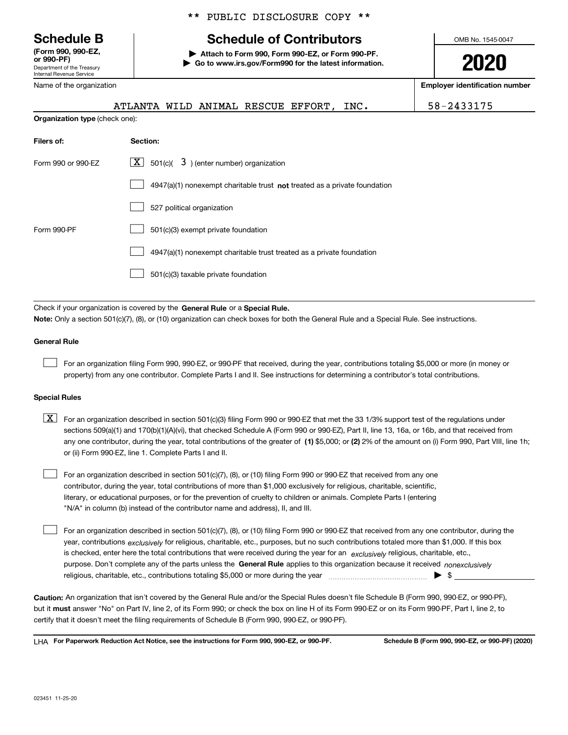\*\* PUBLIC DISCLOSURE COPY \*\*

**Schedule B**
**(Form 990, 990-EZ, or 990-PF)**
Department of the Treasury
Internal Revenue Service

# Schedule of Contributors

▶ **Attach to Form 990, Form 990-EZ, or Form 990-PF.**
▶ **Go to www.irs.gov/Form990 for the latest information.**

OMB No. 1545-0047

**2020**

Name of the organization: ATLANTA WILD ANIMAL RESCUE EFFORT, INC.

**Employer identification number:** 58-2433175

**Organization type** (check one):

| **Filers of:** | **Section:** |
|---|---|
| Form 990 or 990-EZ | [X] 501(c)( 3 ) (enter number) organization |
| | [ ] 4947(a)(1) nonexempt charitable trust **not** treated as a private foundation |
| | [ ] 527 political organization |
| Form 990-PF | [ ] 501(c)(3) exempt private foundation |
| | [ ] 4947(a)(1) nonexempt charitable trust treated as a private foundation |
| | [ ] 501(c)(3) taxable private foundation |

Check if your organization is covered by the **General Rule** or a **Special Rule.**

**Note:** Only a section 501(c)(7), (8), or (10) organization can check boxes for both the General Rule and a Special Rule. See instructions.

**General Rule**

[ ] For an organization filing Form 990, 990-EZ, or 990-PF that received, during the year, contributions totaling $5,000 or more (in money or property) from any one contributor. Complete Parts I and II. See instructions for determining a contributor's total contributions.

**Special Rules**

[X] For an organization described in section 501(c)(3) filing Form 990 or 990-EZ that met the 33 1/3% support test of the regulations under sections 509(a)(1) and 170(b)(1)(A)(vi), that checked Schedule A (Form 990 or 990-EZ), Part II, line 13, 16a, or 16b, and that received from any one contributor, during the year, total contributions of the greater of **(1)** $5,000; or **(2)** 2% of the amount on (i) Form 990, Part VIII, line 1h; or (ii) Form 990-EZ, line 1. Complete Parts I and II.

[ ] For an organization described in section 501(c)(7), (8), or (10) filing Form 990 or 990-EZ that received from any one contributor, during the year, total contributions of more than $1,000 exclusively for religious, charitable, scientific, literary, or educational purposes, or for the prevention of cruelty to children or animals. Complete Parts I (entering "N/A" in column (b) instead of the contributor name and address), II, and III.

[ ] For an organization described in section 501(c)(7), (8), or (10) filing Form 990 or 990-EZ that received from any one contributor, during the year, contributions *exclusively* for religious, charitable, etc., purposes, but no such contributions totaled more than $1,000. If this box is checked, enter here the total contributions that were received during the year for an *exclusively* religious, charitable, etc., purpose. Don't complete any of the parts unless the **General Rule** applies to this organization because it received *nonexclusively* religious, charitable, etc., contributions totaling $5,000 or more during the year ▶ $ ______

**Caution:** An organization that isn't covered by the General Rule and/or the Special Rules doesn't file Schedule B (Form 990, 990-EZ, or 990-PF), but it **must** answer "No" on Part IV, line 2, of its Form 990; or check the box on line H of its Form 990-EZ or on its Form 990-PF, Part I, line 2, to certify that it doesn't meet the filing requirements of Schedule B (Form 990, 990-EZ, or 990-PF).

LHA **For Paperwork Reduction Act Notice, see the instructions for Form 990, 990-EZ, or 990-PF.** **Schedule B (Form 990, 990-EZ, or 990-PF) (2020)**

023451 11-25-20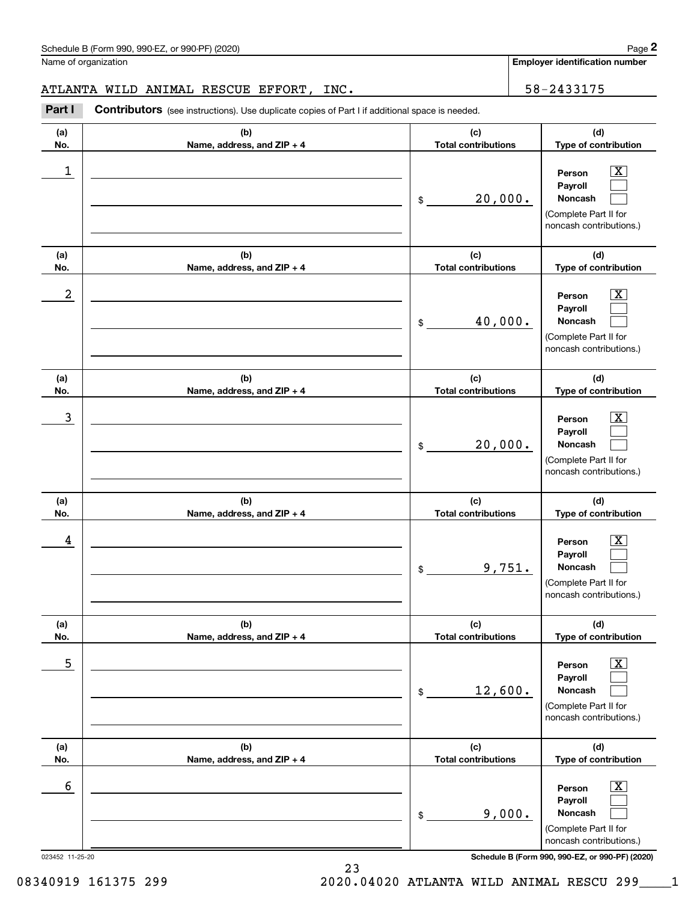Schedule B (Form 990, 990-EZ, or 990-PF) (2020)

Name of organization: ATLANTA WILD ANIMAL RESCUE EFFORT, INC.

Employer identification number: 58-2433175

**Part I** **Contributors** (see instructions). Use duplicate copies of Part I if additional space is needed.

| (a) No. | (b) Name, address, and ZIP + 4 | (c) Total contributions | (d) Type of contribution |
|---|---|---|---|
| 1 | | $ 20,000. | Person [X] Payroll [ ] Noncash [ ] (Complete Part II for noncash contributions.) |
| 2 | | $ 40,000. | Person [X] Payroll [ ] Noncash [ ] (Complete Part II for noncash contributions.) |
| 3 | | $ 20,000. | Person [X] Payroll [ ] Noncash [ ] (Complete Part II for noncash contributions.) |
| 4 | | $ 9,751. | Person [X] Payroll [ ] Noncash [ ] (Complete Part II for noncash contributions.) |
| 5 | | $ 12,600. | Person [X] Payroll [ ] Noncash [ ] (Complete Part II for noncash contributions.) |
| 6 | | $ 9,000. | Person [X] Payroll [ ] Noncash [ ] (Complete Part II for noncash contributions.) |

023452 11-25-20

Schedule B (Form 990, 990-EZ, or 990-PF) (2020)

08340919 161375 299 2020.04020 ATLANTA WILD ANIMAL RESCU 299____1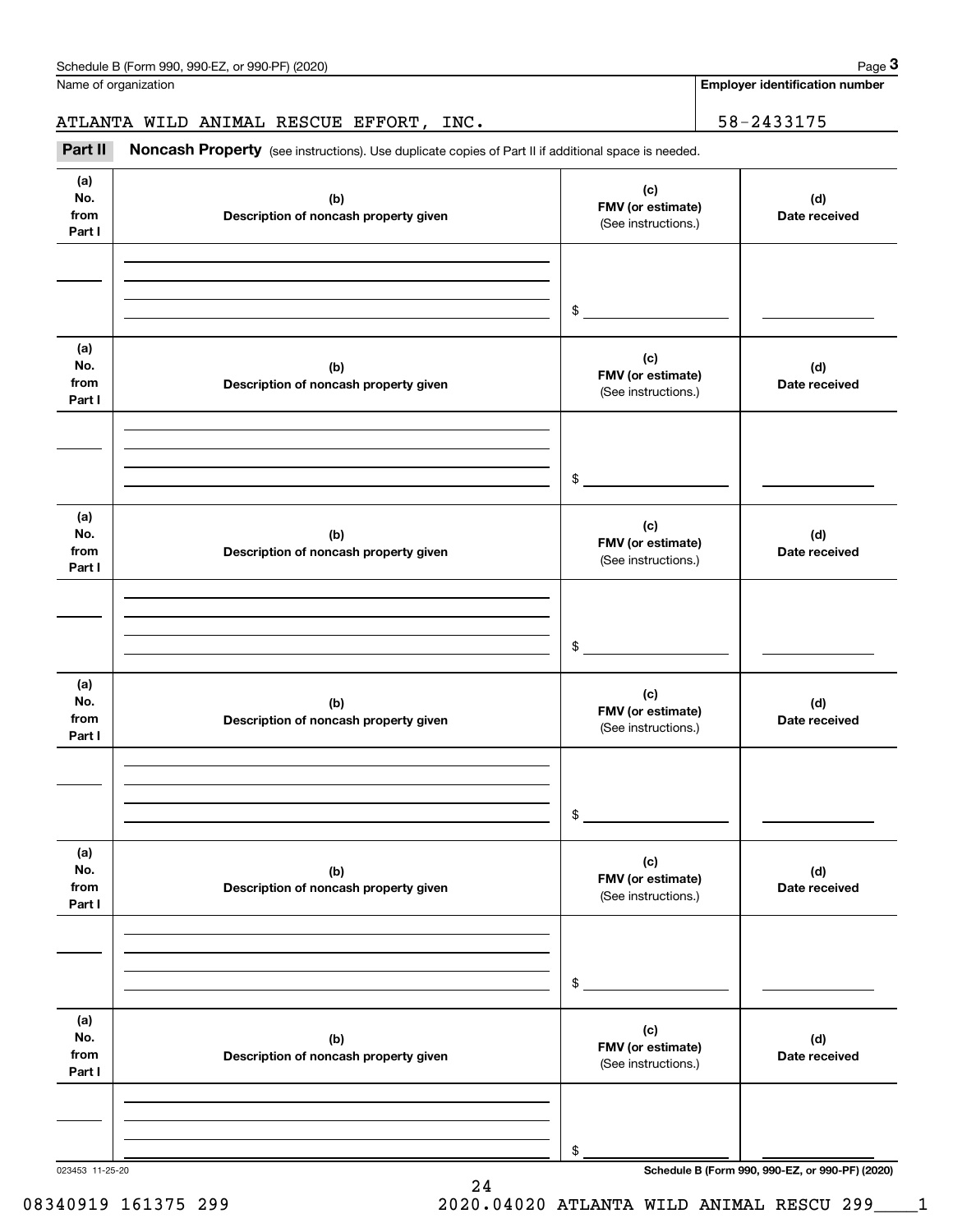Schedule B (Form 990, 990-EZ, or 990-PF) (2020)

Name of organization

ATLANTA WILD ANIMAL RESCUE EFFORT, INC.

**Employer identification number**

58-2433175

**Part II** **Noncash Property** (see instructions). Use duplicate copies of Part II if additional space is needed.

| (a) No. from Part I | (b) Description of noncash property given | (c) FMV (or estimate) (See instructions.) | (d) Date received |
|---|---|---|---|
| | | $ | |

| (a) No. from Part I | (b) Description of noncash property given | (c) FMV (or estimate) (See instructions.) | (d) Date received |
|---|---|---|---|
| | | $ | |

| (a) No. from Part I | (b) Description of noncash property given | (c) FMV (or estimate) (See instructions.) | (d) Date received |
|---|---|---|---|
| | | $ | |

| (a) No. from Part I | (b) Description of noncash property given | (c) FMV (or estimate) (See instructions.) | (d) Date received |
|---|---|---|---|
| | | $ | |

| (a) No. from Part I | (b) Description of noncash property given | (c) FMV (or estimate) (See instructions.) | (d) Date received |
|---|---|---|---|
| | | $ | |

| (a) No. from Part I | (b) Description of noncash property given | (c) FMV (or estimate) (See instructions.) | (d) Date received |
|---|---|---|---|
| | | $ | |

023453 11-25-20

**Schedule B (Form 990, 990-EZ, or 990-PF) (2020)**

08340919 161375 299 2020.04020 ATLANTA WILD ANIMAL RESCU 299____1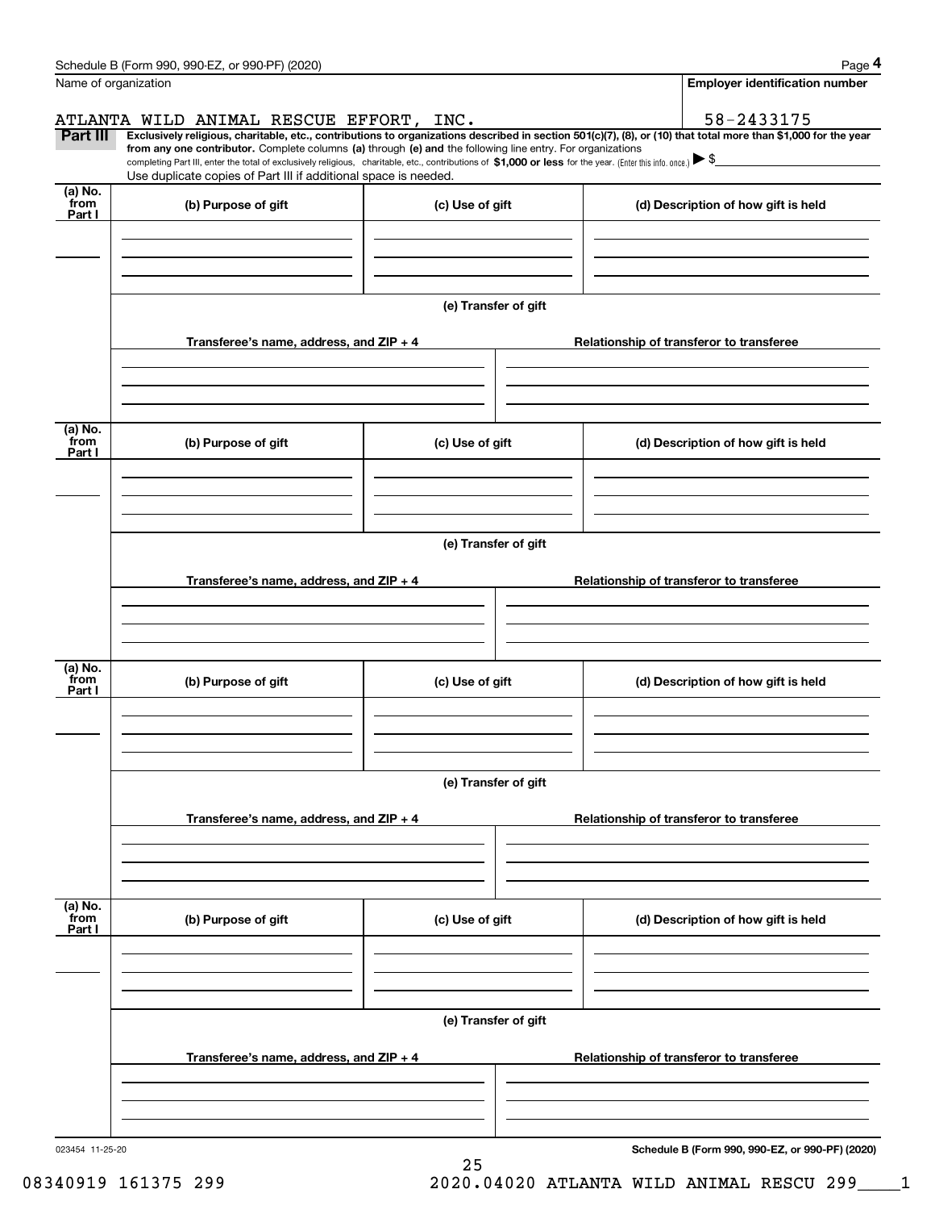Name of organization

ATLANTA WILD ANIMAL RESCUE EFFORT, INC.

**Employer identification number**

58-2433175

**Part III** **Exclusively religious, charitable, etc., contributions to organizations described in section 501(c)(7), (8), or (10) that total more than $1,000 for the year from any one contributor.** Complete columns **(a)** through **(e) and** the following line entry. For organizations completing Part III, enter the total of exclusively religious, charitable, etc., contributions of **$1,000 or less** for the year. (Enter this info. once.) ▶ $

Use duplicate copies of Part III if additional space is needed.

| (a) No. from Part I | (b) Purpose of gift | (c) Use of gift | (d) Description of how gift is held |
|---|---|---|---|
| | | | |

**(e) Transfer of gift**

| Transferee's name, address, and ZIP + 4 | Relationship of transferor to transferee |
|---|---|
| | |

| (a) No. from Part I | (b) Purpose of gift | (c) Use of gift | (d) Description of how gift is held |
|---|---|---|---|
| | | | |

**(e) Transfer of gift**

| Transferee's name, address, and ZIP + 4 | Relationship of transferor to transferee |
|---|---|
| | |

| (a) No. from Part I | (b) Purpose of gift | (c) Use of gift | (d) Description of how gift is held |
|---|---|---|---|
| | | | |

**(e) Transfer of gift**

| Transferee's name, address, and ZIP + 4 | Relationship of transferor to transferee |
|---|---|
| | |

| (a) No. from Part I | (b) Purpose of gift | (c) Use of gift | (d) Description of how gift is held |
|---|---|---|---|
| | | | |

**(e) Transfer of gift**

| Transferee's name, address, and ZIP + 4 | Relationship of transferor to transferee |
|---|---|
| | |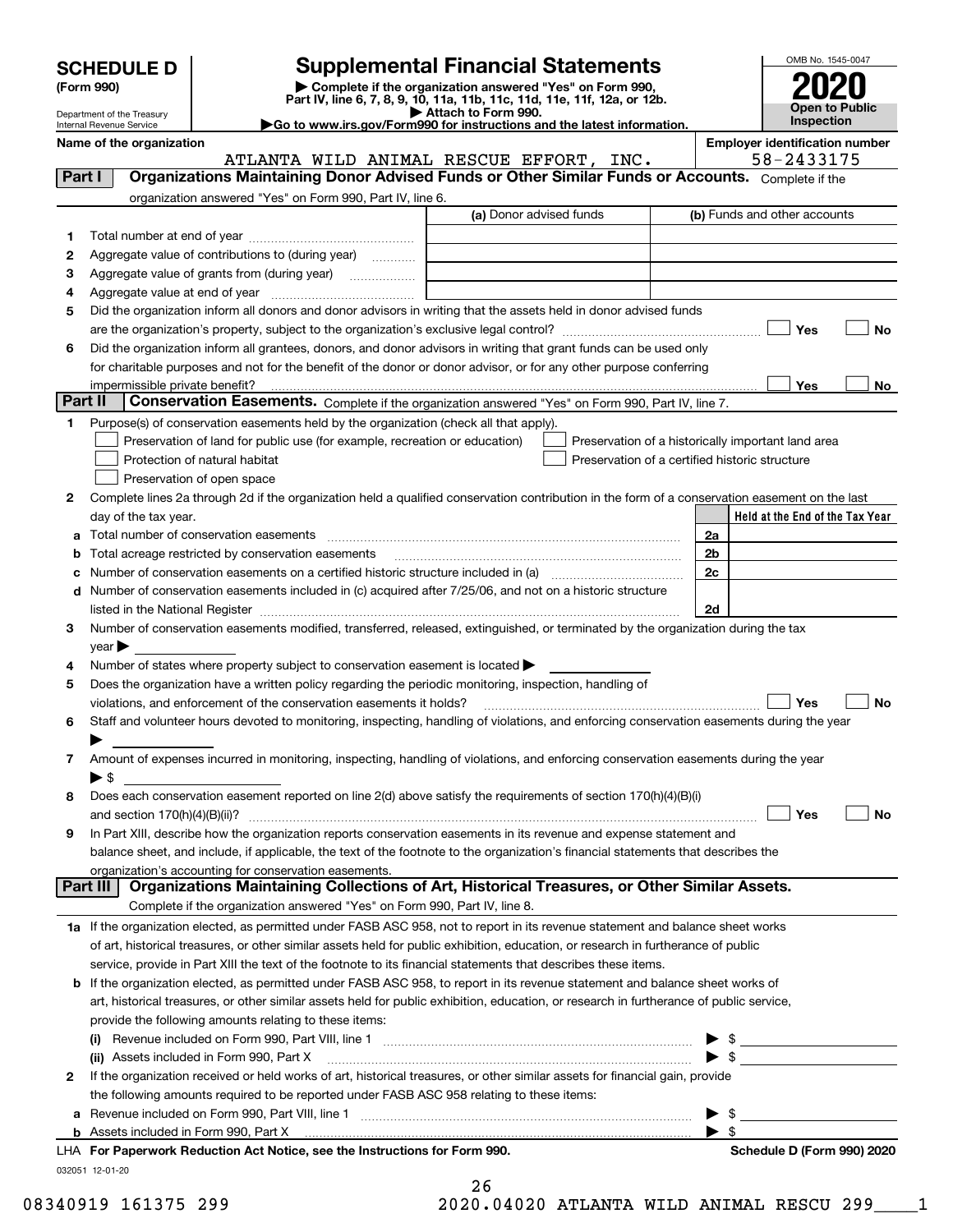# SCHEDULE D (Form 990)

Department of the Treasury
Internal Revenue Service

# Supplemental Financial Statements

▶ Complete if the organization answered "Yes" on Form 990, Part IV, line 6, 7, 8, 9, 10, 11a, 11b, 11c, 11d, 11e, 11f, 12a, or 12b.
▶ Attach to Form 990.
▶Go to www.irs.gov/Form990 for instructions and the latest information.

OMB No. 1545-0047

**2020**

**Open to Public Inspection**

**Name of the organization:** ATLANTA WILD ANIMAL RESCUE EFFORT, INC.

**Employer identification number:** 58-2433175

## Part I — Organizations Maintaining Donor Advised Funds or Other Similar Funds or Accounts.

Complete if the organization answered "Yes" on Form 990, Part IV, line 6.

| | | (a) Donor advised funds | (b) Funds and other accounts |
|---|---|---|---|
| 1 | Total number at end of year | | |
| 2 | Aggregate value of contributions to (during year) | | |
| 3 | Aggregate value of grants from (during year) | | |
| 4 | Aggregate value at end of year | | |

5 Did the organization inform all donors and donor advisors in writing that the assets held in donor advised funds are the organization's property, subject to the organization's exclusive legal control? ☐ Yes ☐ No

6 Did the organization inform all grantees, donors, and donor advisors in writing that grant funds can be used only for charitable purposes and not for the benefit of the donor or donor advisor, or for any other purpose conferring impermissible private benefit? ☐ Yes ☐ No

## Part II — Conservation Easements.

Complete if the organization answered "Yes" on Form 990, Part IV, line 7.

1 Purpose(s) of conservation easements held by the organization (check all that apply).

- ☐ Preservation of land for public use (for example, recreation or education)
- ☐ Protection of natural habitat
- ☐ Preservation of open space
- ☐ Preservation of a historically important land area
- ☐ Preservation of a certified historic structure

2 Complete lines 2a through 2d if the organization held a qualified conservation contribution in the form of a conservation easement on the last day of the tax year.

| | | | Held at the End of the Tax Year |
|---|---|---|---|
| a | Total number of conservation easements | 2a | |
| b | Total acreage restricted by conservation easements | 2b | |
| c | Number of conservation easements on a certified historic structure included in (a) | 2c | |
| d | Number of conservation easements included in (c) acquired after 7/25/06, and not on a historic structure listed in the National Register | 2d | |

3 Number of conservation easements modified, transferred, released, extinguished, or terminated by the organization during the tax year ▶

4 Number of states where property subject to conservation easement is located ▶

5 Does the organization have a written policy regarding the periodic monitoring, inspection, handling of violations, and enforcement of the conservation easements it holds? ☐ Yes ☐ No

6 Staff and volunteer hours devoted to monitoring, inspecting, handling of violations, and enforcing conservation easements during the year ▶

7 Amount of expenses incurred in monitoring, inspecting, handling of violations, and enforcing conservation easements during the year ▶ $

8 Does each conservation easement reported on line 2(d) above satisfy the requirements of section 170(h)(4)(B)(i) and section 170(h)(4)(B)(ii)? ☐ Yes ☐ No

9 In Part XIII, describe how the organization reports conservation easements in its revenue and expense statement and balance sheet, and include, if applicable, the text of the footnote to the organization's financial statements that describes the organization's accounting for conservation easements.

## Part III — Organizations Maintaining Collections of Art, Historical Treasures, or Other Similar Assets.

Complete if the organization answered "Yes" on Form 990, Part IV, line 8.

1a If the organization elected, as permitted under FASB ASC 958, not to report in its revenue statement and balance sheet works of art, historical treasures, or other similar assets held for public exhibition, education, or research in furtherance of public service, provide in Part XIII the text of the footnote to its financial statements that describes these items.

b If the organization elected, as permitted under FASB ASC 958, to report in its revenue statement and balance sheet works of art, historical treasures, or other similar assets held for public exhibition, education, or research in furtherance of public service, provide the following amounts relating to these items:

(i) Revenue included on Form 990, Part VIII, line 1 ▶ $

(ii) Assets included in Form 990, Part X ▶ $

2 If the organization received or held works of art, historical treasures, or other similar assets for financial gain, provide the following amounts required to be reported under FASB ASC 958 relating to these items:

a Revenue included on Form 990, Part VIII, line 1 ▶ $

b Assets included in Form 990, Part X ▶ $

LHA For Paperwork Reduction Act Notice, see the Instructions for Form 990. **Schedule D (Form 990) 2020**

032051 12-01-20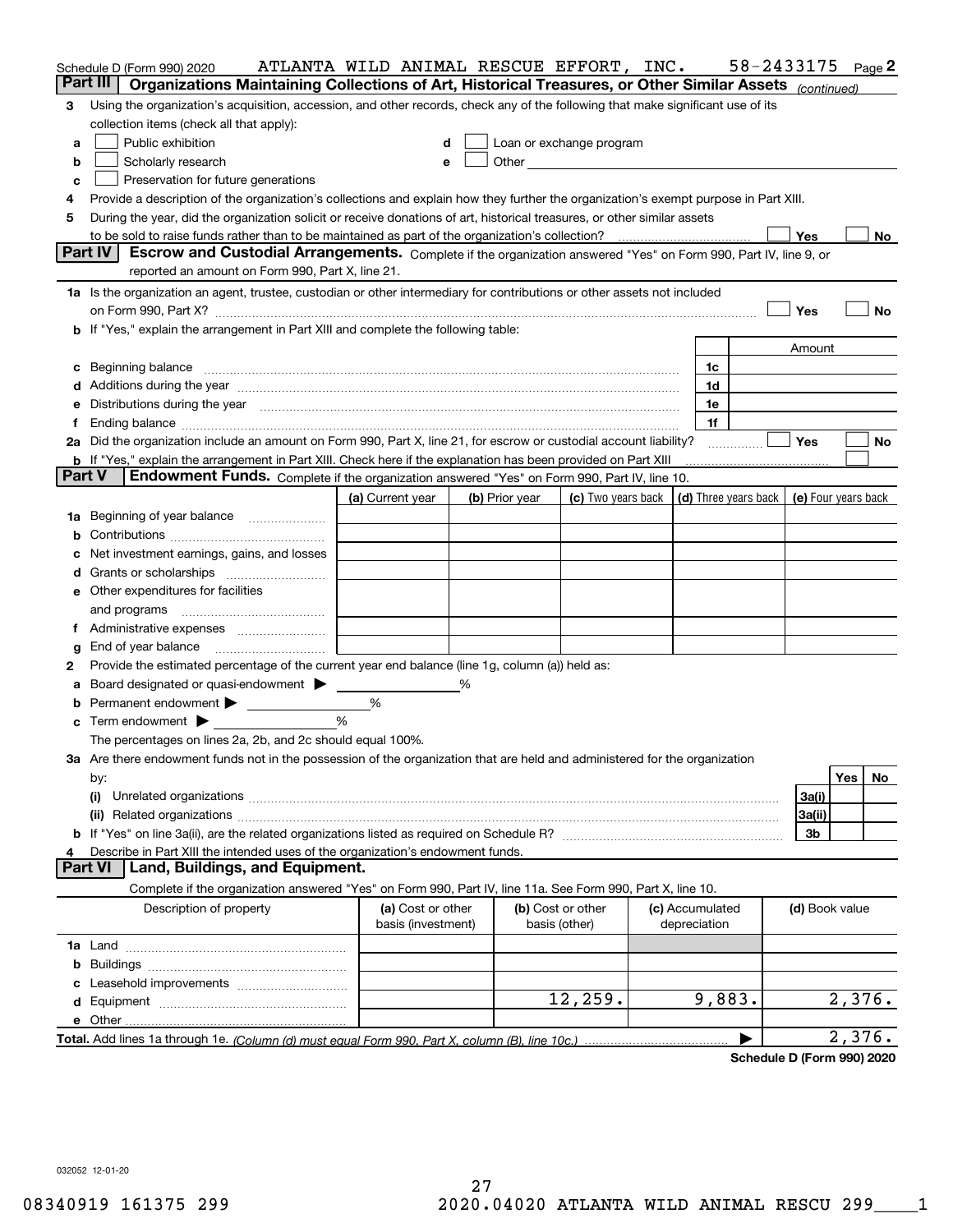Schedule D (Form 990) 2020 ATLANTA WILD ANIMAL RESCUE EFFORT, INC. 58-2433175 Page **2**

## Part III Organizations Maintaining Collections of Art, Historical Treasures, or Other Similar Assets *(continued)*

**3** Using the organization's acquisition, accession, and other records, check any of the following that make significant use of its collection items (check all that apply):

- **a** ☐ Public exhibition
- **b** ☐ Scholarly research
- **c** ☐ Preservation for future generations
- **d** ☐ Loan or exchange program
- **e** ☐ Other

**4** Provide a description of the organization's collections and explain how they further the organization's exempt purpose in Part XIII.

**5** During the year, did the organization solicit or receive donations of art, historical treasures, or other similar assets to be sold to raise funds rather than to be maintained as part of the organization's collection? ☐ Yes ☐ No

## Part IV Escrow and Custodial Arrangements.

Complete if the organization answered "Yes" on Form 990, Part IV, line 9, or reported an amount on Form 990, Part X, line 21.

**1a** Is the organization an agent, trustee, custodian or other intermediary for contributions or other assets not included on Form 990, Part X? ☐ Yes ☐ No

**b** If "Yes," explain the arrangement in Part XIII and complete the following table:

| | | Amount |
|---|---|---|
| **c** Beginning balance | 1c | |
| **d** Additions during the year | 1d | |
| **e** Distributions during the year | 1e | |
| **f** Ending balance | 1f | |

**2a** Did the organization include an amount on Form 990, Part X, line 21, for escrow or custodial account liability? ☐ Yes ☐ No

**b** If "Yes," explain the arrangement in Part XIII. Check here if the explanation has been provided on Part XIII ☐

## Part V Endowment Funds.

Complete if the organization answered "Yes" on Form 990, Part IV, line 10.

| | (a) Current year | (b) Prior year | (c) Two years back | (d) Three years back | (e) Four years back |
|---|---|---|---|---|---|
| **1a** Beginning of year balance | | | | | |
| **b** Contributions | | | | | |
| **c** Net investment earnings, gains, and losses | | | | | |
| **d** Grants or scholarships | | | | | |
| **e** Other expenditures for facilities and programs | | | | | |
| **f** Administrative expenses | | | | | |
| **g** End of year balance | | | | | |

**2** Provide the estimated percentage of the current year end balance (line 1g, column (a)) held as:

- **a** Board designated or quasi-endowment ▶ ______ %
- **b** Permanent endowment ▶ ______ %
- **c** Term endowment ▶ ______ %

The percentages on lines 2a, 2b, and 2c should equal 100%.

**3a** Are there endowment funds not in the possession of the organization that are held and administered for the organization by:

| | | Yes | No |
|---|---|---|---|
| **(i)** Unrelated organizations | 3a(i) | | |
| **(ii)** Related organizations | 3a(ii) | | |
| **b** If "Yes" on line 3a(ii), are the related organizations listed as required on Schedule R? | 3b | | |

**4** Describe in Part XIII the intended uses of the organization's endowment funds.

## Part VI Land, Buildings, and Equipment.

Complete if the organization answered "Yes" on Form 990, Part IV, line 11a. See Form 990, Part X, line 10.

| Description of property | (a) Cost or other basis (investment) | (b) Cost or other basis (other) | (c) Accumulated depreciation | (d) Book value |
|---|---|---|---|---|
| **1a** Land | | | | |
| **b** Buildings | | | | |
| **c** Leasehold improvements | | | | |
| **d** Equipment | | 12,259. | 9,883. | 2,376. |
| **e** Other | | | | |
| **Total.** Add lines 1a through 1e. *(Column (d) must equal Form 990, Part X, column (B), line 10c.)* | | | ▶ | 2,376. |

**Schedule D (Form 990) 2020**

032052 12-01-20

08340919 161375 299 2020.04020 ATLANTA WILD ANIMAL RESCU 299____1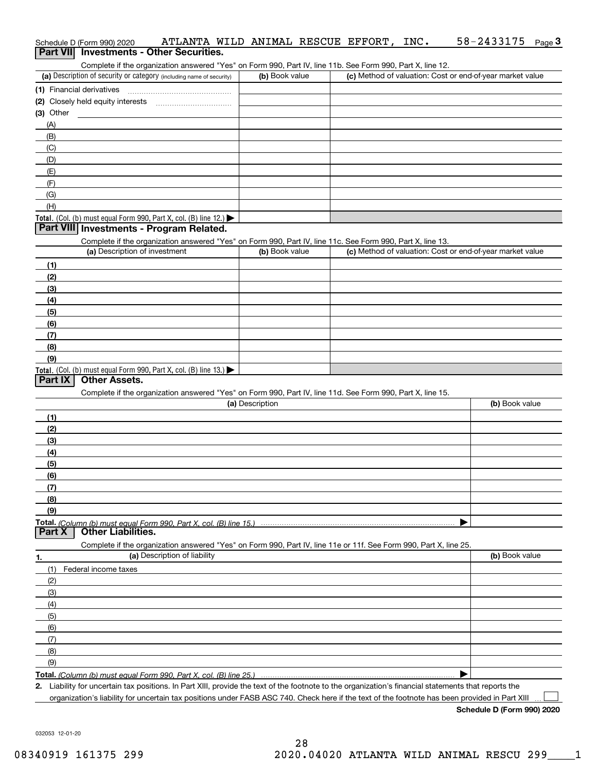Schedule D (Form 990) 2020 ATLANTA WILD ANIMAL RESCUE EFFORT, INC. 58-2433175 Page 3

## Part VII Investments - Other Securities.

Complete if the organization answered "Yes" on Form 990, Part IV, line 11b. See Form 990, Part X, line 12.

| (a) Description of security or category (including name of security) | (b) Book value | (c) Method of valuation: Cost or end-of-year market value |
|---|---|---|
| (1) Financial derivatives | | |
| (2) Closely held equity interests | | |
| (3) Other | | |
| (A) | | |
| (B) | | |
| (C) | | |
| (D) | | |
| (E) | | |
| (F) | | |
| (G) | | |
| (H) | | |
| **Total.** (Col. (b) must equal Form 990, Part X, col. (B) line 12.) ▶ | | |

## Part VIII Investments - Program Related.

Complete if the organization answered "Yes" on Form 990, Part IV, line 11c. See Form 990, Part X, line 13.

| (a) Description of investment | (b) Book value | (c) Method of valuation: Cost or end-of-year market value |
|---|---|---|
| (1) | | |
| (2) | | |
| (3) | | |
| (4) | | |
| (5) | | |
| (6) | | |
| (7) | | |
| (8) | | |
| (9) | | |
| **Total.** (Col. (b) must equal Form 990, Part X, col. (B) line 13.) ▶ | | |

## Part IX Other Assets.

Complete if the organization answered "Yes" on Form 990, Part IV, line 11d. See Form 990, Part X, line 15.

| (a) Description | (b) Book value |
|---|---|
| (1) | |
| (2) | |
| (3) | |
| (4) | |
| (5) | |
| (6) | |
| (7) | |
| (8) | |
| (9) | |
| **Total.** *(Column (b) must equal Form 990, Part X, col. (B) line 15.)* ▶ | |

## Part X Other Liabilities.

Complete if the organization answered "Yes" on Form 990, Part IV, line 11e or 11f. See Form 990, Part X, line 25.

| 1. (a) Description of liability | (b) Book value |
|---|---|
| (1) Federal income taxes | |
| (2) | |
| (3) | |
| (4) | |
| (5) | |
| (6) | |
| (7) | |
| (8) | |
| (9) | |
| **Total.** *(Column (b) must equal Form 990, Part X, col. (B) line 25.)* ▶ | |

**2.** Liability for uncertain tax positions. In Part XIII, provide the text of the footnote to the organization's financial statements that reports the organization's liability for uncertain tax positions under FASB ASC 740. Check here if the text of the footnote has been provided in Part XIII ☐

**Schedule D (Form 990) 2020**

032053 12-01-20

08340919 161375 299 2020.04020 ATLANTA WILD ANIMAL RESCU 299____1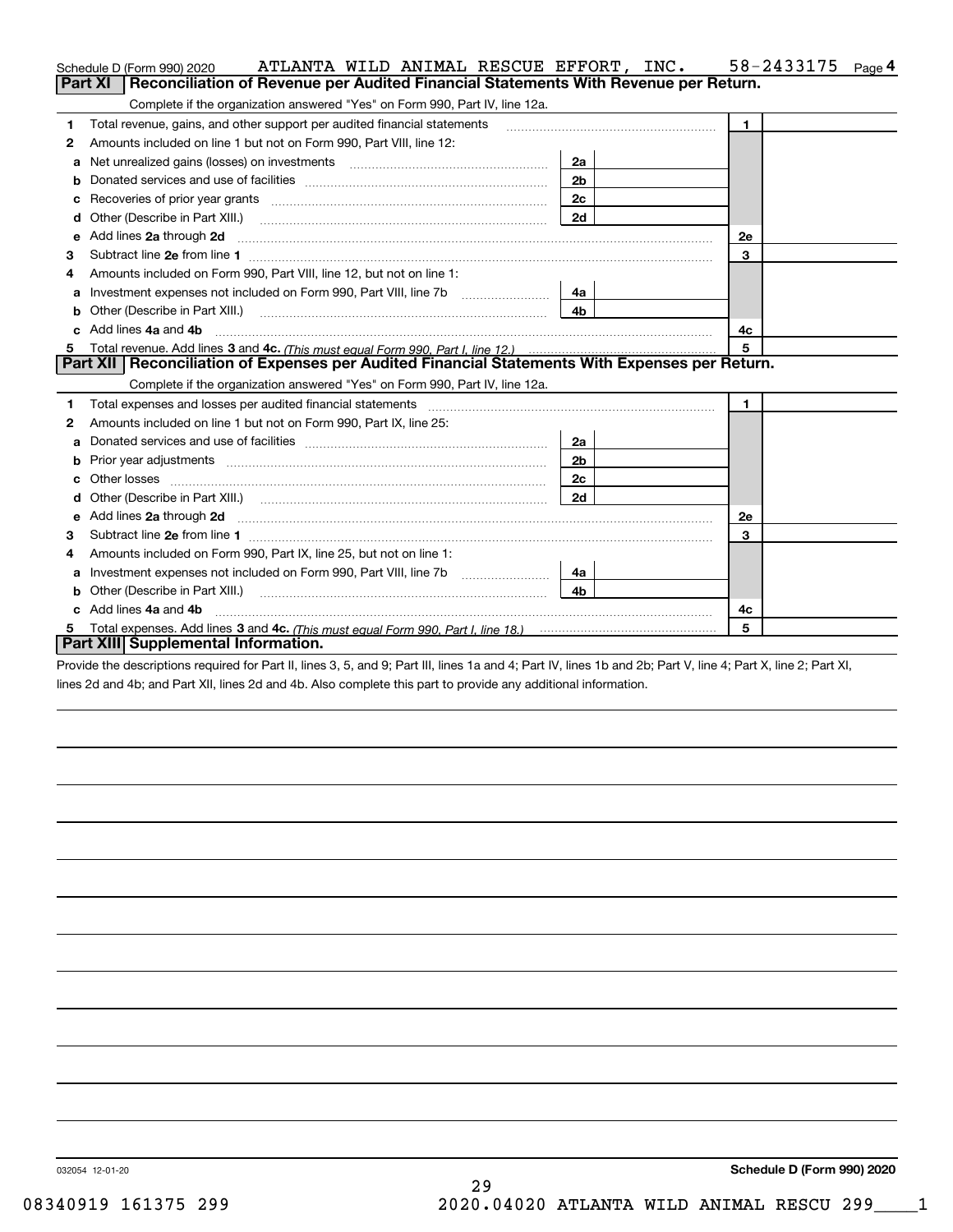Schedule D (Form 990) 2020 ATLANTA WILD ANIMAL RESCUE EFFORT, INC. 58-2433175 Page 4

## Part XI Reconciliation of Revenue per Audited Financial Statements With Revenue per Return.

Complete if the organization answered "Yes" on Form 990, Part IV, line 12a.

| | | | | | |
|---|---|---|---|---|---|
| 1 | Total revenue, gains, and other support per audited financial statements | | | 1 | |
| 2 | Amounts included on line 1 but not on Form 990, Part VIII, line 12: | | | | |
| a | Net unrealized gains (losses) on investments | 2a | | | |
| b | Donated services and use of facilities | 2b | | | |
| c | Recoveries of prior year grants | 2c | | | |
| d | Other (Describe in Part XIII.) | 2d | | | |
| e | Add lines 2a through 2d | | | 2e | |
| 3 | Subtract line 2e from line 1 | | | 3 | |
| 4 | Amounts included on Form 990, Part VIII, line 12, but not on line 1: | | | | |
| a | Investment expenses not included on Form 990, Part VIII, line 7b | 4a | | | |
| b | Other (Describe in Part XIII.) | 4b | | | |
| c | Add lines 4a and 4b | | | 4c | |
| 5 | Total revenue. Add lines 3 and 4c. *(This must equal Form 990, Part I, line 12.)* | | | 5 | |

## Part XII Reconciliation of Expenses per Audited Financial Statements With Expenses per Return.

Complete if the organization answered "Yes" on Form 990, Part IV, line 12a.

| | | | | | |
|---|---|---|---|---|---|
| 1 | Total expenses and losses per audited financial statements | | | 1 | |
| 2 | Amounts included on line 1 but not on Form 990, Part IX, line 25: | | | | |
| a | Donated services and use of facilities | 2a | | | |
| b | Prior year adjustments | 2b | | | |
| c | Other losses | 2c | | | |
| d | Other (Describe in Part XIII.) | 2d | | | |
| e | Add lines 2a through 2d | | | 2e | |
| 3 | Subtract line 2e from line 1 | | | 3 | |
| 4 | Amounts included on Form 990, Part IX, line 25, but not on line 1: | | | | |
| a | Investment expenses not included on Form 990, Part VIII, line 7b | 4a | | | |
| b | Other (Describe in Part XIII.) | 4b | | | |
| c | Add lines 4a and 4b | | | 4c | |
| 5 | Total expenses. Add lines 3 and 4c. *(This must equal Form 990, Part I, line 18.)* | | | 5 | |

## Part XIII Supplemental Information.

Provide the descriptions required for Part II, lines 3, 5, and 9; Part III, lines 1a and 4; Part IV, lines 1b and 2b; Part V, line 4; Part X, line 2; Part XI, lines 2d and 4b; and Part XII, lines 2d and 4b. Also complete this part to provide any additional information.

032054 12-01-20

Schedule D (Form 990) 2020

08340919 161375 299 2020.04020 ATLANTA WILD ANIMAL RESCU 299____1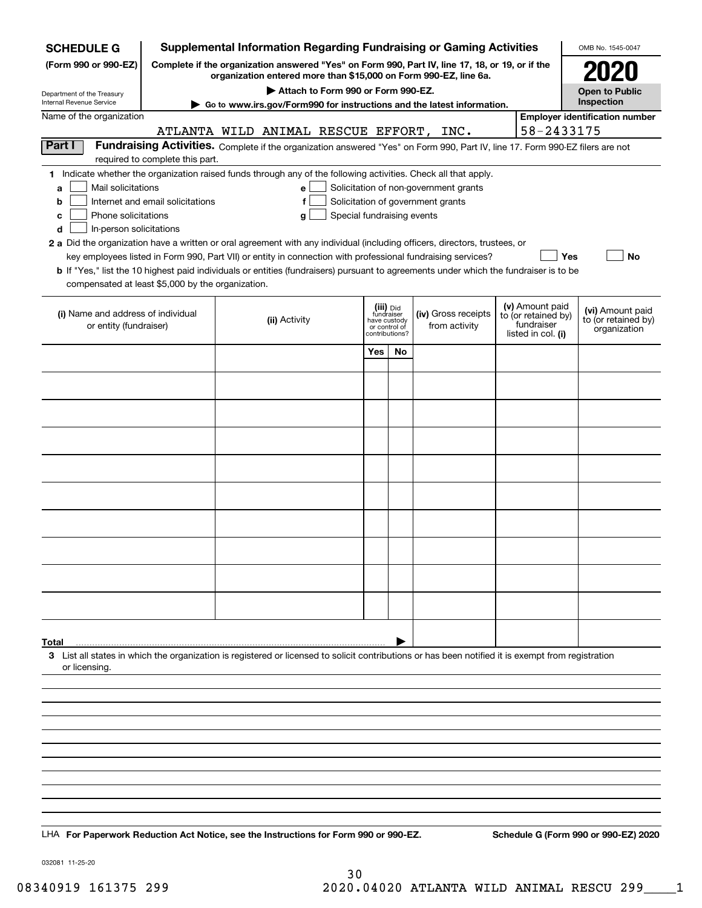**SCHEDULE G**
**(Form 990 or 990-EZ)**

Department of the Treasury
Internal Revenue Service

# Supplemental Information Regarding Fundraising or Gaming Activities

**Complete if the organization answered "Yes" on Form 990, Part IV, line 17, 18, or 19, or if the organization entered more than $15,000 on Form 990-EZ, line 6a.**

▶ Attach to Form 990 or Form 990-EZ.

▶ Go to www.irs.gov/Form990 for instructions and the latest information.

OMB No. 1545-0047

**2020**

**Open to Public Inspection**

Name of the organization: ATLANTA WILD ANIMAL RESCUE EFFORT, INC.

Employer identification number: 58-2433175

**Part I** **Fundraising Activities.** Complete if the organization answered "Yes" on Form 990, Part IV, line 17. Form 990-EZ filers are not required to complete this part.

1 Indicate whether the organization raised funds through any of the following activities. Check all that apply.

- a ☐ Mail solicitations
- b ☐ Internet and email solicitations
- c ☐ Phone solicitations
- d ☐ In-person solicitations
- e ☐ Solicitation of non-government grants
- f ☐ Solicitation of government grants
- g ☐ Special fundraising events

**2a** Did the organization have a written or oral agreement with any individual (including officers, directors, trustees, or key employees listed in Form 990, Part VII) or entity in connection with professional fundraising services? ☐ Yes ☐ No

**b** If "Yes," list the 10 highest paid individuals or entities (fundraisers) pursuant to agreements under which the fundraiser is to be compensated at least $5,000 by the organization.

| (i) Name and address of individual or entity (fundraiser) | (ii) Activity | (iii) Did fundraiser have custody or control of contributions? Yes | No | (iv) Gross receipts from activity | (v) Amount paid to (or retained by) fundraiser listed in col. (i) | (vi) Amount paid to (or retained by) organization |
|---|---|---|---|---|---|---|
| | | | | | | |
| | | | | | | |
| | | | | | | |
| | | | | | | |
| | | | | | | |
| | | | | | | |
| | | | | | | |
| | | | | | | |
| | | | | | | |
| | | | | | | |
| **Total** | | | ▶ | | | |

3 List all states in which the organization is registered or licensed to solicit contributions or has been notified it is exempt from registration or licensing.

LHA **For Paperwork Reduction Act Notice, see the Instructions for Form 990 or 990-EZ.** **Schedule G (Form 990 or 990-EZ) 2020**

032081 11-25-20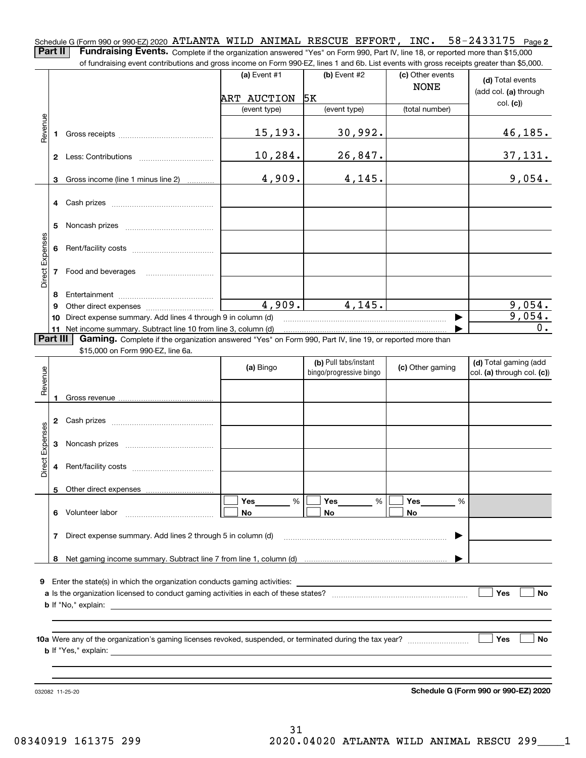Schedule G (Form 990 or 990-EZ) 2020 ATLANTA WILD ANIMAL RESCUE EFFORT, INC. 58-2433175 Page 2

**Part II** **Fundraising Events.** Complete if the organization answered "Yes" on Form 990, Part IV, line 18, or reported more than $15,000 of fundraising event contributions and gross income on Form 990-EZ, lines 1 and 6b. List events with gross receipts greater than $5,000.

| | | (a) Event #1 | (b) Event #2 | (c) Other events | (d) Total events (add col. (a) through col. (c)) |
|---|---|---|---|---|---|
| | | ART AUCTION | 5K | NONE | |
| | | (event type) | (event type) | (total number) | |
| Revenue | 1 Gross receipts | 15,193. | 30,992. | | 46,185. |
| | 2 Less: Contributions | 10,284. | 26,847. | | 37,131. |
| | 3 Gross income (line 1 minus line 2) | 4,909. | 4,145. | | 9,054. |
| Direct Expenses | 4 Cash prizes | | | | |
| | 5 Noncash prizes | | | | |
| | 6 Rent/facility costs | | | | |
| | 7 Food and beverages | | | | |
| | 8 Entertainment | | | | |
| | 9 Other direct expenses | 4,909. | 4,145. | | 9,054. |
| | 10 Direct expense summary. Add lines 4 through 9 in column (d) | | | ▶ | 9,054. |
| | 11 Net income summary. Subtract line 10 from line 3, column (d) | | | ▶ | 0. |

**Part III** **Gaming.** Complete if the organization answered "Yes" on Form 990, Part IV, line 19, or reported more than $15,000 on Form 990-EZ, line 6a.

| | | (a) Bingo | (b) Pull tabs/instant bingo/progressive bingo | (c) Other gaming | (d) Total gaming (add col. (a) through col. (c)) |
|---|---|---|---|---|---|
| Revenue | 1 Gross revenue | | | | |
| Direct Expenses | 2 Cash prizes | | | | |
| | 3 Noncash prizes | | | | |
| | 4 Rent/facility costs | | | | |
| | 5 Other direct expenses | | | | |
| | 6 Volunteer labor | ☐ Yes ____ % ☐ No | ☐ Yes ____ % ☐ No | ☐ Yes ____ % ☐ No | |
| | 7 Direct expense summary. Add lines 2 through 5 in column (d) | | | ▶ | |
| | 8 Net gaming income summary. Subtract line 7 from line 1, column (d) | | | ▶ | |

**9** Enter the state(s) in which the organization conducts gaming activities: ____________

**a** Is the organization licensed to conduct gaming activities in each of these states? ☐ Yes ☐ No

**b** If "No," explain: ____________

**10a** Were any of the organization's gaming licenses revoked, suspended, or terminated during the tax year? ☐ Yes ☐ No

**b** If "Yes," explain: ____________

032082 11-25-20

**Schedule G (Form 990 or 990-EZ) 2020**

08340919 161375 299 2020.04020 ATLANTA WILD ANIMAL RESCU 299____1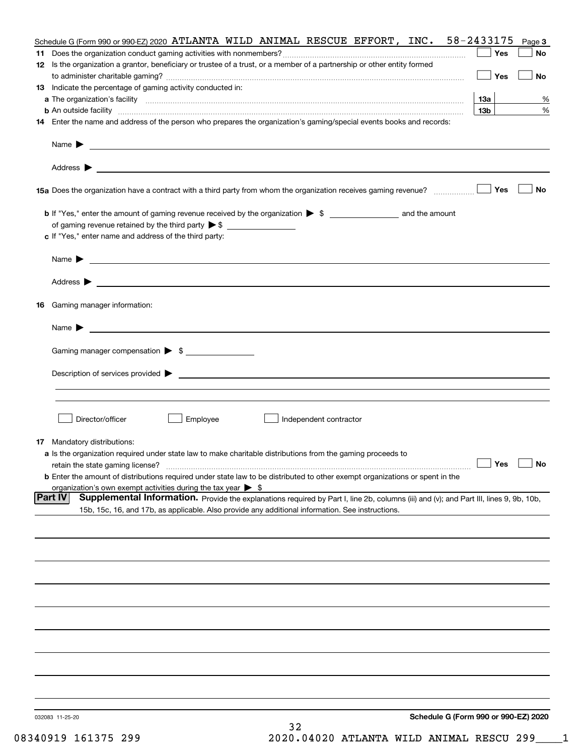Schedule G (Form 990 or 990-EZ) 2020 ATLANTA WILD ANIMAL RESCUE EFFORT, INC. 58-2433175 Page **3**

**11** Does the organization conduct gaming activities with nonmembers? ☐ Yes ☐ No

**12** Is the organization a grantor, beneficiary or trustee of a trust, or a member of a partnership or other entity formed to administer charitable gaming? ☐ Yes ☐ No

**13** Indicate the percentage of gaming activity conducted in:

**a** The organization's facility **13a** %

**b** An outside facility **13b** %

**14** Enter the name and address of the person who prepares the organization's gaming/special events books and records:

Name ▶

Address ▶

**15a** Does the organization have a contract with a third party from whom the organization receives gaming revenue? ☐ Yes ☐ No

**b** If "Yes," enter the amount of gaming revenue received by the organization ▶ $ ________ and the amount of gaming revenue retained by the third party ▶ $ ________

**c** If "Yes," enter name and address of the third party:

Name ▶

Address ▶

**16** Gaming manager information:

Name ▶

Gaming manager compensation ▶ $

Description of services provided ▶

☐ Director/officer ☐ Employee ☐ Independent contractor

**17** Mandatory distributions:

**a** Is the organization required under state law to make charitable distributions from the gaming proceeds to retain the state gaming license? ☐ Yes ☐ No

**b** Enter the amount of distributions required under state law to be distributed to other exempt organizations or spent in the organization's own exempt activities during the tax year ▶ $

**Part IV** **Supplemental Information.** Provide the explanations required by Part I, line 2b, columns (iii) and (v); and Part III, lines 9, 9b, 10b, 15b, 15c, 16, and 17b, as applicable. Also provide any additional information. See instructions.

032083 11-25-20

**Schedule G (Form 990 or 990-EZ) 2020**

08340919 161375 299 2020.04020 ATLANTA WILD ANIMAL RESCU 299____1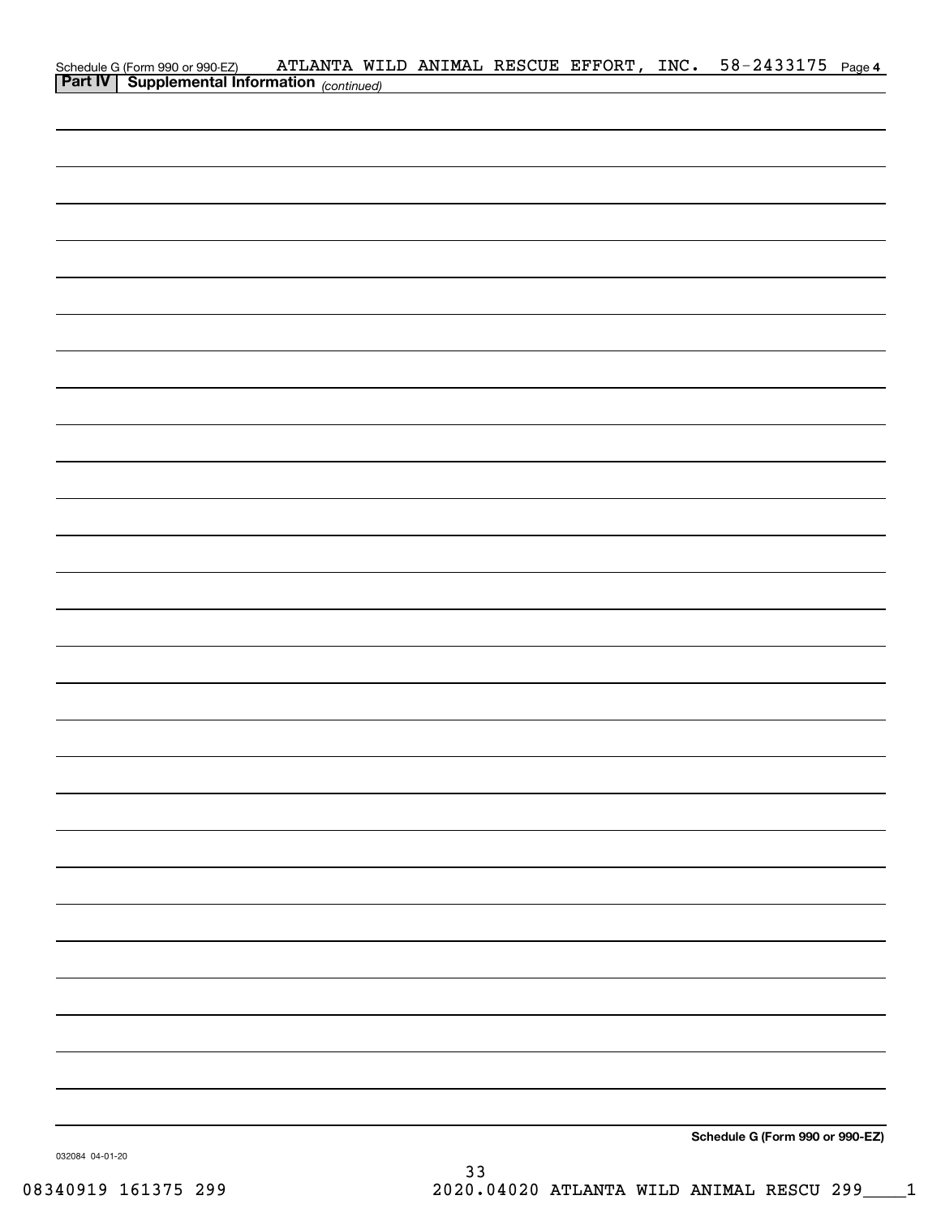Schedule G (Form 990 or 990-EZ) ATLANTA WILD ANIMAL RESCUE EFFORT, INC. 58-2433175 Page 4

**Part IV | Supplemental Information** *(continued)*

**Schedule G (Form 990 or 990-EZ)**

032084 04-01-20

08340919 161375 299 2020.04020 ATLANTA WILD ANIMAL RESCU 299____1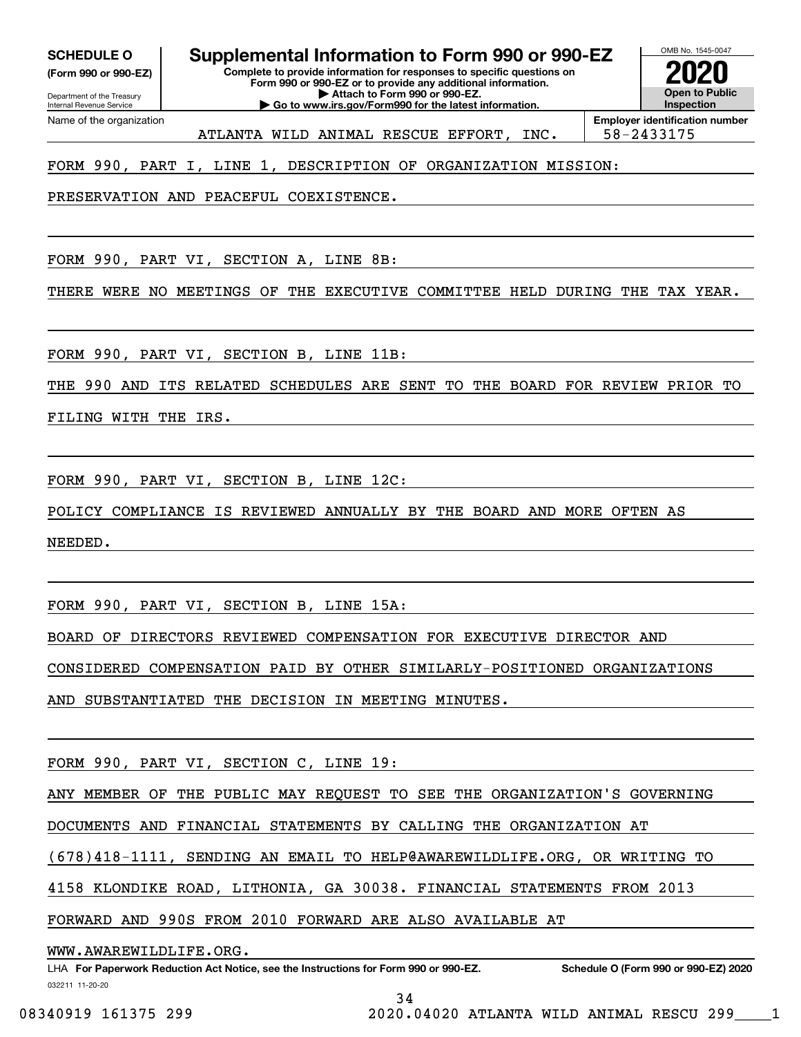**SCHEDULE O**
**(Form 990 or 990-EZ)**

Department of the Treasury
Internal Revenue Service

# Supplemental Information to Form 990 or 990-EZ

**Complete to provide information for responses to specific questions on Form 990 or 990-EZ or to provide any additional information.**
**▶ Attach to Form 990 or 990-EZ.**
**▶ Go to www.irs.gov/Form990 for the latest information.**

OMB No. 1545-0047

**2020**

**Open to Public Inspection**

| Name of the organization | Employer identification number |
|---|---|
| ATLANTA WILD ANIMAL RESCUE EFFORT, INC. | 58-2433175 |

FORM 990, PART I, LINE 1, DESCRIPTION OF ORGANIZATION MISSION:

PRESERVATION AND PEACEFUL COEXISTENCE.

FORM 990, PART VI, SECTION A, LINE 8B:

THERE WERE NO MEETINGS OF THE EXECUTIVE COMMITTEE HELD DURING THE TAX YEAR.

FORM 990, PART VI, SECTION B, LINE 11B:

THE 990 AND ITS RELATED SCHEDULES ARE SENT TO THE BOARD FOR REVIEW PRIOR TO FILING WITH THE IRS.

FORM 990, PART VI, SECTION B, LINE 12C:

POLICY COMPLIANCE IS REVIEWED ANNUALLY BY THE BOARD AND MORE OFTEN AS NEEDED.

FORM 990, PART VI, SECTION B, LINE 15A:

BOARD OF DIRECTORS REVIEWED COMPENSATION FOR EXECUTIVE DIRECTOR AND CONSIDERED COMPENSATION PAID BY OTHER SIMILARLY-POSITIONED ORGANIZATIONS AND SUBSTANTIATED THE DECISION IN MEETING MINUTES.

FORM 990, PART VI, SECTION C, LINE 19:

ANY MEMBER OF THE PUBLIC MAY REQUEST TO SEE THE ORGANIZATION'S GOVERNING DOCUMENTS AND FINANCIAL STATEMENTS BY CALLING THE ORGANIZATION AT (678)418-1111, SENDING AN EMAIL TO HELP@AWAREWILDLIFE.ORG, OR WRITING TO 4158 KLONDIKE ROAD, LITHONIA, GA 30038. FINANCIAL STATEMENTS FROM 2013 FORWARD AND 990S FROM 2010 FORWARD ARE ALSO AVAILABLE AT WWW.AWAREWILDLIFE.ORG.

LHA **For Paperwork Reduction Act Notice, see the Instructions for Form 990 or 990-EZ.** **Schedule O (Form 990 or 990-EZ) 2020**

032211 11-20-20

08340919 161375 299 2020.04020 ATLANTA WILD ANIMAL RESCU 299____1